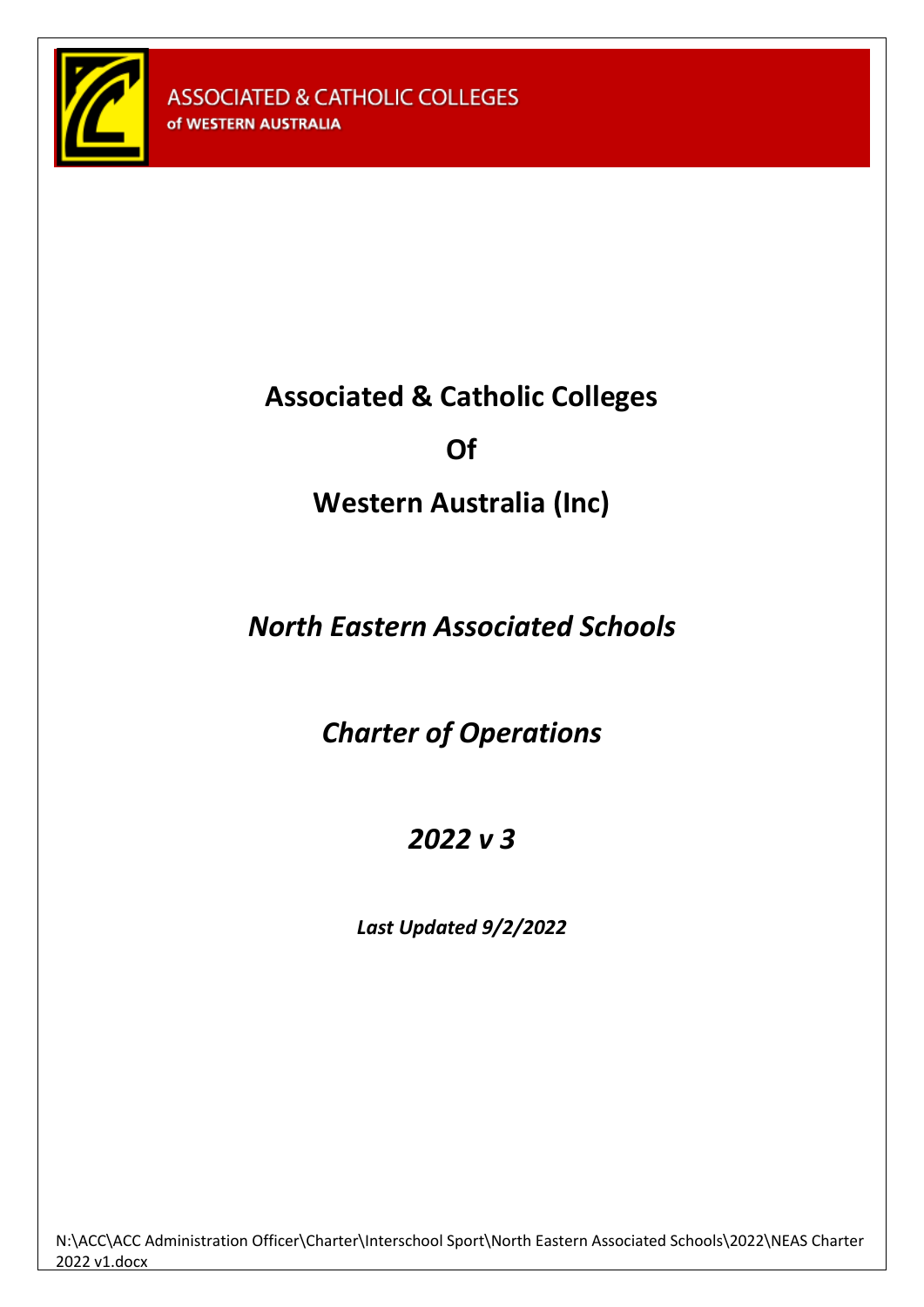ASSOCIATED & CATHOLIC COLLEGES
of WESTERN AUSTRALIA

# Associated & Catholic Colleges

# Of

# Western Australia (Inc)

## *North Eastern Associated Schools*

## *Charter of Operations*

## *2022 v 3*

***Last Updated 9/2/2022***

N:\ACC\ACC Administration Officer\Charter\Interschool Sport\North Eastern Associated Schools\2022\NEAS Charter 2022 v1.docx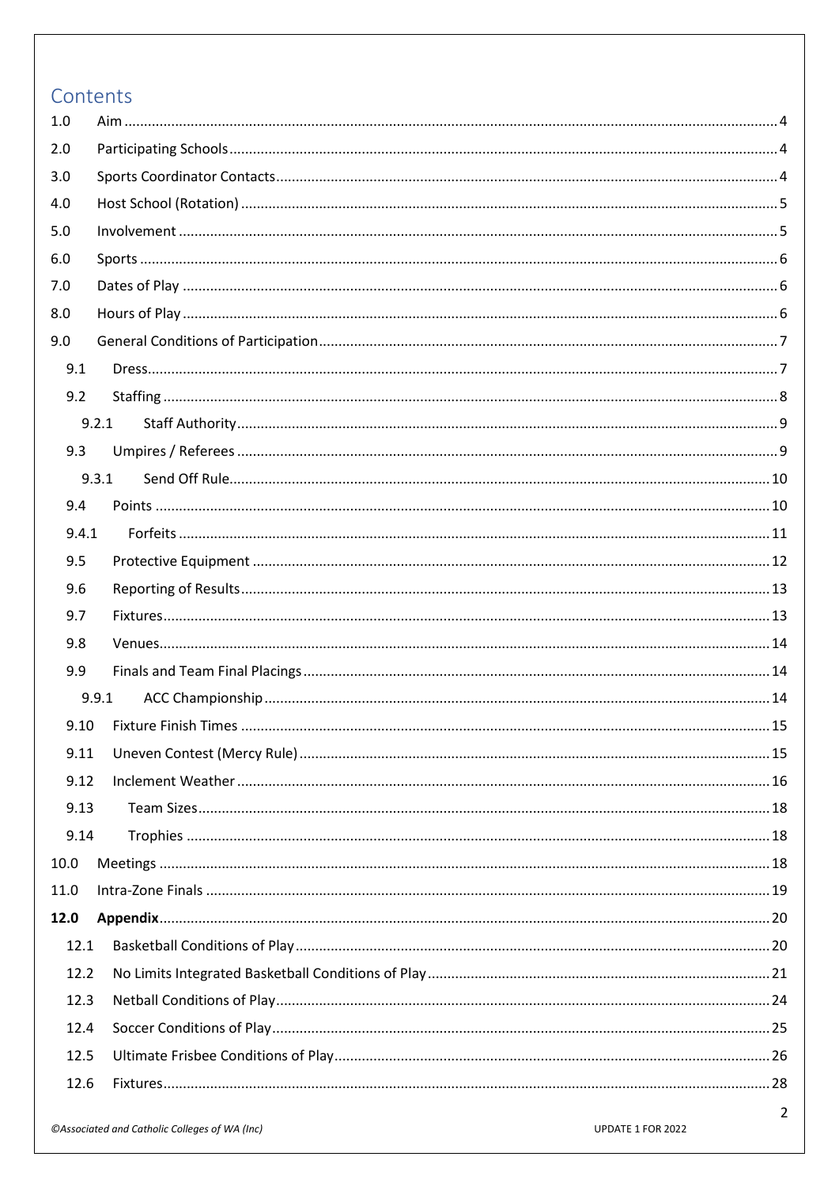# Contents

1.0 Aim ..... 4

2.0 Participating Schools ..... 4

3.0 Sports Coordinator Contacts ..... 4

4.0 Host School (Rotation) ..... 5

5.0 Involvement ..... 5

6.0 Sports ..... 6

7.0 Dates of Play ..... 6

8.0 Hours of Play ..... 6

9.0 General Conditions of Participation ..... 7

- 9.1 Dress ..... 7
- 9.2 Staffing ..... 8
  - 9.2.1 Staff Authority ..... 9
- 9.3 Umpires / Referees ..... 9
  - 9.3.1 Send Off Rule ..... 10
- 9.4 Points ..... 10
- 9.4.1 Forfeits ..... 11
- 9.5 Protective Equipment ..... 12
- 9.6 Reporting of Results ..... 13
- 9.7 Fixtures ..... 13
- 9.8 Venues ..... 14
- 9.9 Finals and Team Final Placings ..... 14
  - 9.9.1 ACC Championship ..... 14
- 9.10 Fixture Finish Times ..... 15
- 9.11 Uneven Contest (Mercy Rule) ..... 15
- 9.12 Inclement Weather ..... 16
- 9.13 Team Sizes ..... 18
- 9.14 Trophies ..... 18

10.0 Meetings ..... 18

11.0 Intra-Zone Finals ..... 19

**12.0 Appendix ..... 20**

- 12.1 Basketball Conditions of Play ..... 20
- 12.2 No Limits Integrated Basketball Conditions of Play ..... 21
- 12.3 Netball Conditions of Play ..... 24
- 12.4 Soccer Conditions of Play ..... 25
- 12.5 Ultimate Frisbee Conditions of Play ..... 26
- 12.6 Fixtures ..... 28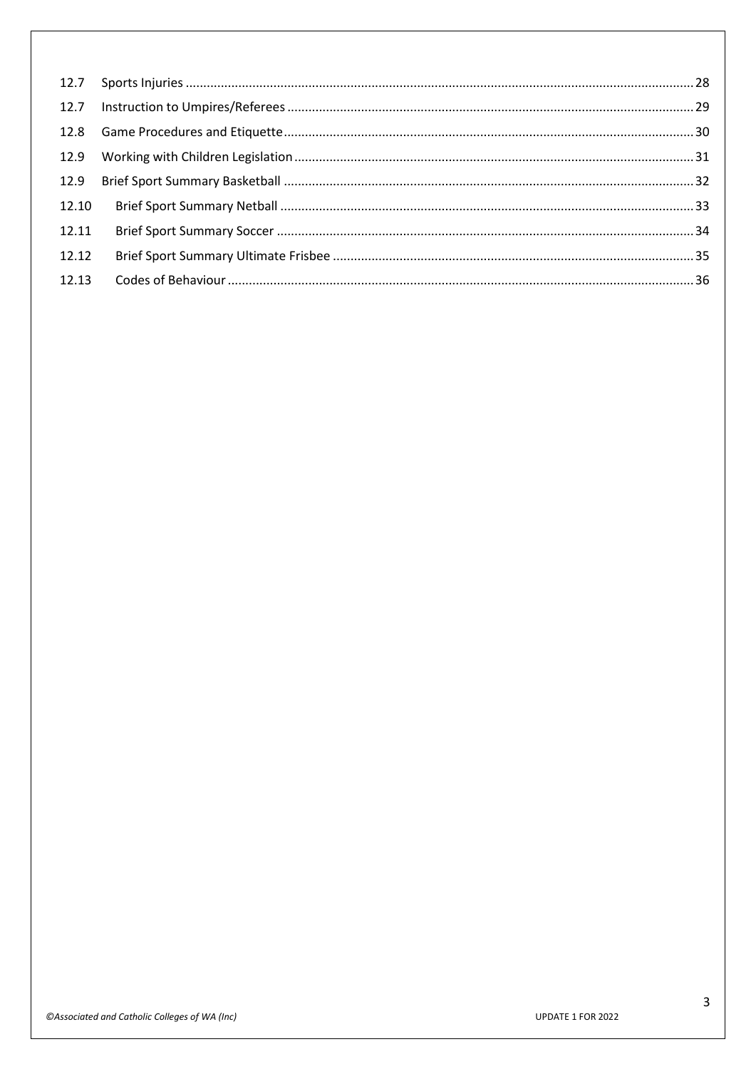12.7 Sports Injuries .......... 28
12.7 Instruction to Umpires/Referees .......... 29
12.8 Game Procedures and Etiquette .......... 30
12.9 Working with Children Legislation .......... 31
12.9 Brief Sport Summary Basketball .......... 32
12.10 Brief Sport Summary Netball .......... 33
12.11 Brief Sport Summary Soccer .......... 34
12.12 Brief Sport Summary Ultimate Frisbee .......... 35
12.13 Codes of Behaviour .......... 36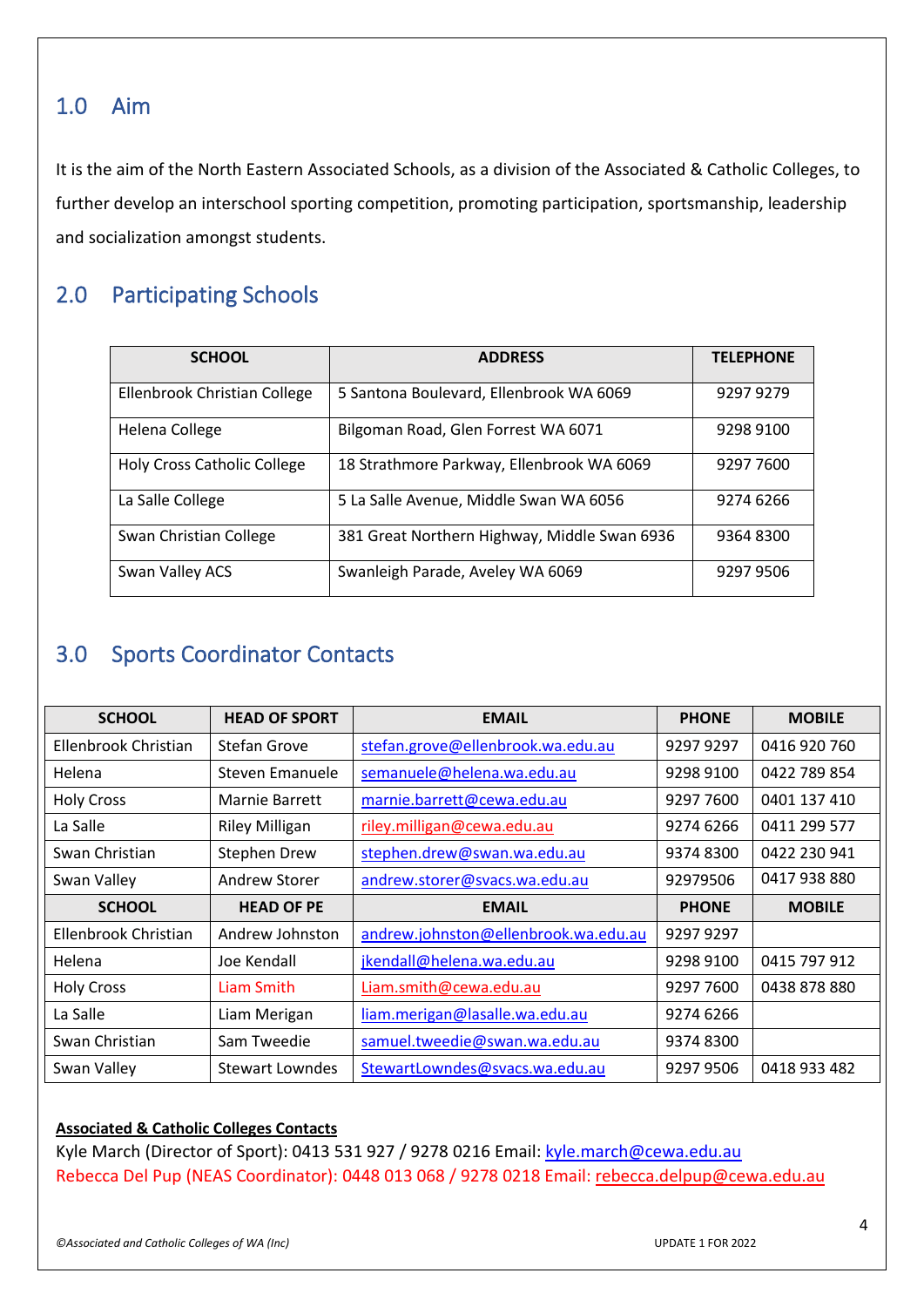## 1.0 Aim

It is the aim of the North Eastern Associated Schools, as a division of the Associated & Catholic Colleges, to further develop an interschool sporting competition, promoting participation, sportsmanship, leadership and socialization amongst students.

## 2.0 Participating Schools

| SCHOOL | ADDRESS | TELEPHONE |
|---|---|---|
| Ellenbrook Christian College | 5 Santona Boulevard, Ellenbrook WA 6069 | 9297 9279 |
| Helena College | Bilgoman Road, Glen Forrest WA 6071 | 9298 9100 |
| Holy Cross Catholic College | 18 Strathmore Parkway, Ellenbrook WA 6069 | 9297 7600 |
| La Salle College | 5 La Salle Avenue, Middle Swan WA 6056 | 9274 6266 |
| Swan Christian College | 381 Great Northern Highway, Middle Swan 6936 | 9364 8300 |
| Swan Valley ACS | Swanleigh Parade, Aveley WA 6069 | 9297 9506 |

## 3.0 Sports Coordinator Contacts

| SCHOOL | HEAD OF SPORT | EMAIL | PHONE | MOBILE |
|---|---|---|---|---|
| Ellenbrook Christian | Stefan Grove | stefan.grove@ellenbrook.wa.edu.au | 9297 9297 | 0416 920 760 |
| Helena | Steven Emanuele | semanuele@helena.wa.edu.au | 9298 9100 | 0422 789 854 |
| Holy Cross | Marnie Barrett | marnie.barrett@cewa.edu.au | 9297 7600 | 0401 137 410 |
| La Salle | Riley Milligan | riley.milligan@cewa.edu.au | 9274 6266 | 0411 299 577 |
| Swan Christian | Stephen Drew | stephen.drew@swan.wa.edu.au | 9374 8300 | 0422 230 941 |
| Swan Valley | Andrew Storer | andrew.storer@svacs.wa.edu.au | 92979506 | 0417 938 880 |
| **SCHOOL** | **HEAD OF PE** | **EMAIL** | **PHONE** | **MOBILE** |
| Ellenbrook Christian | Andrew Johnston | andrew.johnston@ellenbrook.wa.edu.au | 9297 9297 | |
| Helena | Joe Kendall | jkendall@helena.wa.edu.au | 9298 9100 | 0415 797 912 |
| Holy Cross | Liam Smith | Liam.smith@cewa.edu.au | 9297 7600 | 0438 878 880 |
| La Salle | Liam Merigan | liam.merigan@lasalle.wa.edu.au | 9274 6266 | |
| Swan Christian | Sam Tweedie | samuel.tweedie@swan.wa.edu.au | 9374 8300 | |
| Swan Valley | Stewart Lowndes | StewartLowndes@svacs.wa.edu.au | 9297 9506 | 0418 933 482 |

**Associated & Catholic Colleges Contacts**

Kyle March (Director of Sport): 0413 531 927 / 9278 0216 Email: kyle.march@cewa.edu.au

Rebecca Del Pup (NEAS Coordinator): 0448 013 068 / 9278 0218 Email: rebecca.delpup@cewa.edu.au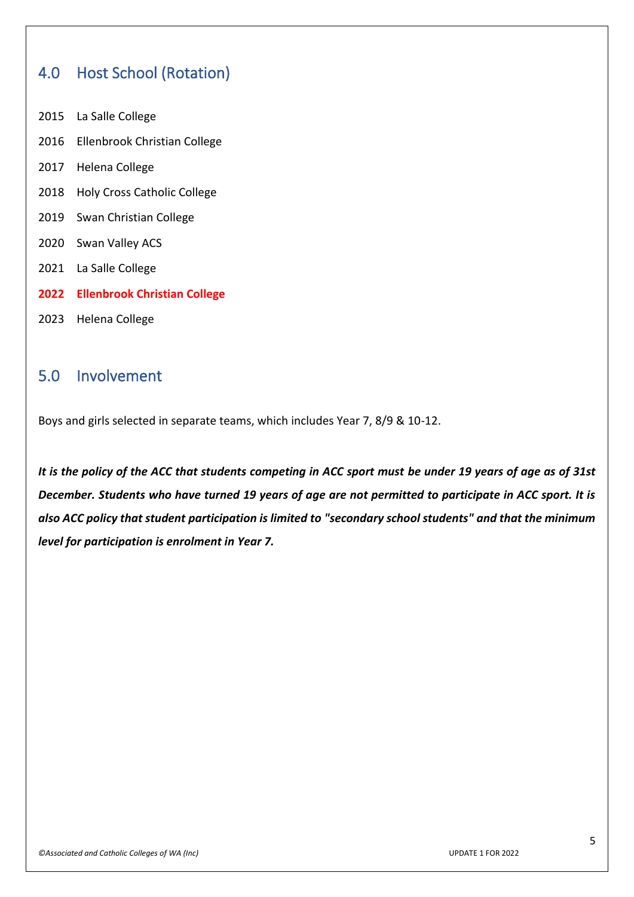## 4.0 Host School (Rotation)

2015 La Salle College

2016 Ellenbrook Christian College

2017 Helena College

2018 Holy Cross Catholic College

2019 Swan Christian College

2020 Swan Valley ACS

2021 La Salle College

**2022 Ellenbrook Christian College**

2023 Helena College

## 5.0 Involvement

Boys and girls selected in separate teams, which includes Year 7, 8/9 & 10-12.

***It is the policy of the ACC that students competing in ACC sport must be under 19 years of age as of 31st December. Students who have turned 19 years of age are not permitted to participate in ACC sport. It is also ACC policy that student participation is limited to "secondary school students" and that the minimum level for participation is enrolment in Year 7.***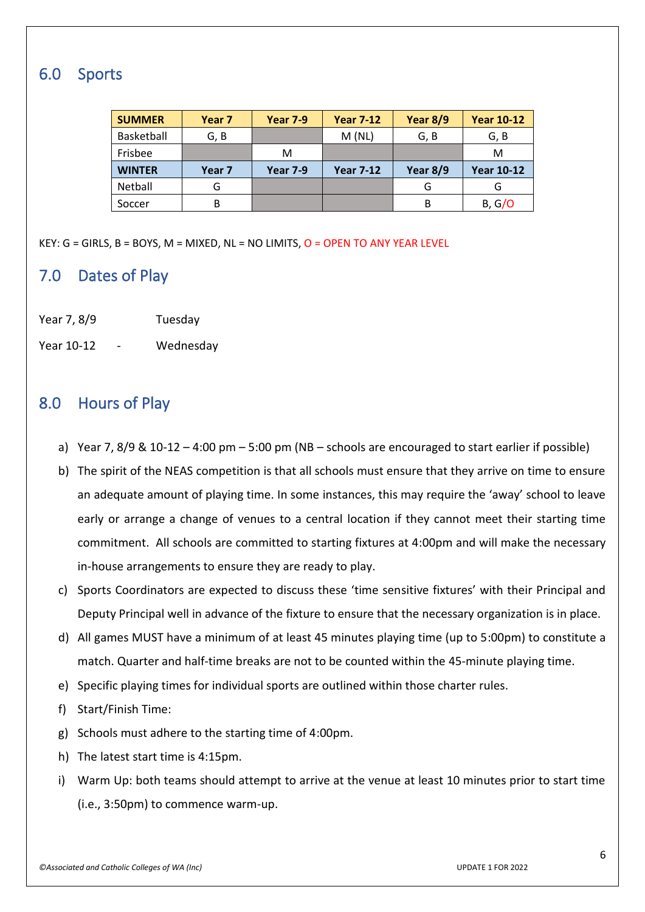## 6.0 Sports

| SUMMER | Year 7 | Year 7-9 | Year 7-12 | Year 8/9 | Year 10-12 |
|---|---|---|---|---|---|
| Basketball | G, B | | M (NL) | G, B | G, B |
| Frisbee | | M | | | M |
| **WINTER** | **Year 7** | **Year 7-9** | **Year 7-12** | **Year 8/9** | **Year 10-12** |
| Netball | G | | | G | G |
| Soccer | B | | | B | B, G/O |

KEY: G = GIRLS, B = BOYS, M = MIXED, NL = NO LIMITS, O = OPEN TO ANY YEAR LEVEL

## 7.0 Dates of Play

Year 7, 8/9 Tuesday

Year 10-12 - Wednesday

## 8.0 Hours of Play

a) Year 7, 8/9 & 10-12 – 4:00 pm – 5:00 pm (NB – schools are encouraged to start earlier if possible)

b) The spirit of the NEAS competition is that all schools must ensure that they arrive on time to ensure an adequate amount of playing time. In some instances, this may require the 'away' school to leave early or arrange a change of venues to a central location if they cannot meet their starting time commitment. All schools are committed to starting fixtures at 4:00pm and will make the necessary in-house arrangements to ensure they are ready to play.

c) Sports Coordinators are expected to discuss these 'time sensitive fixtures' with their Principal and Deputy Principal well in advance of the fixture to ensure that the necessary organization is in place.

d) All games MUST have a minimum of at least 45 minutes playing time (up to 5:00pm) to constitute a match. Quarter and half-time breaks are not to be counted within the 45-minute playing time.

e) Specific playing times for individual sports are outlined within those charter rules.

f) Start/Finish Time:

g) Schools must adhere to the starting time of 4:00pm.

h) The latest start time is 4:15pm.

i) Warm Up: both teams should attempt to arrive at the venue at least 10 minutes prior to start time (i.e., 3:50pm) to commence warm-up.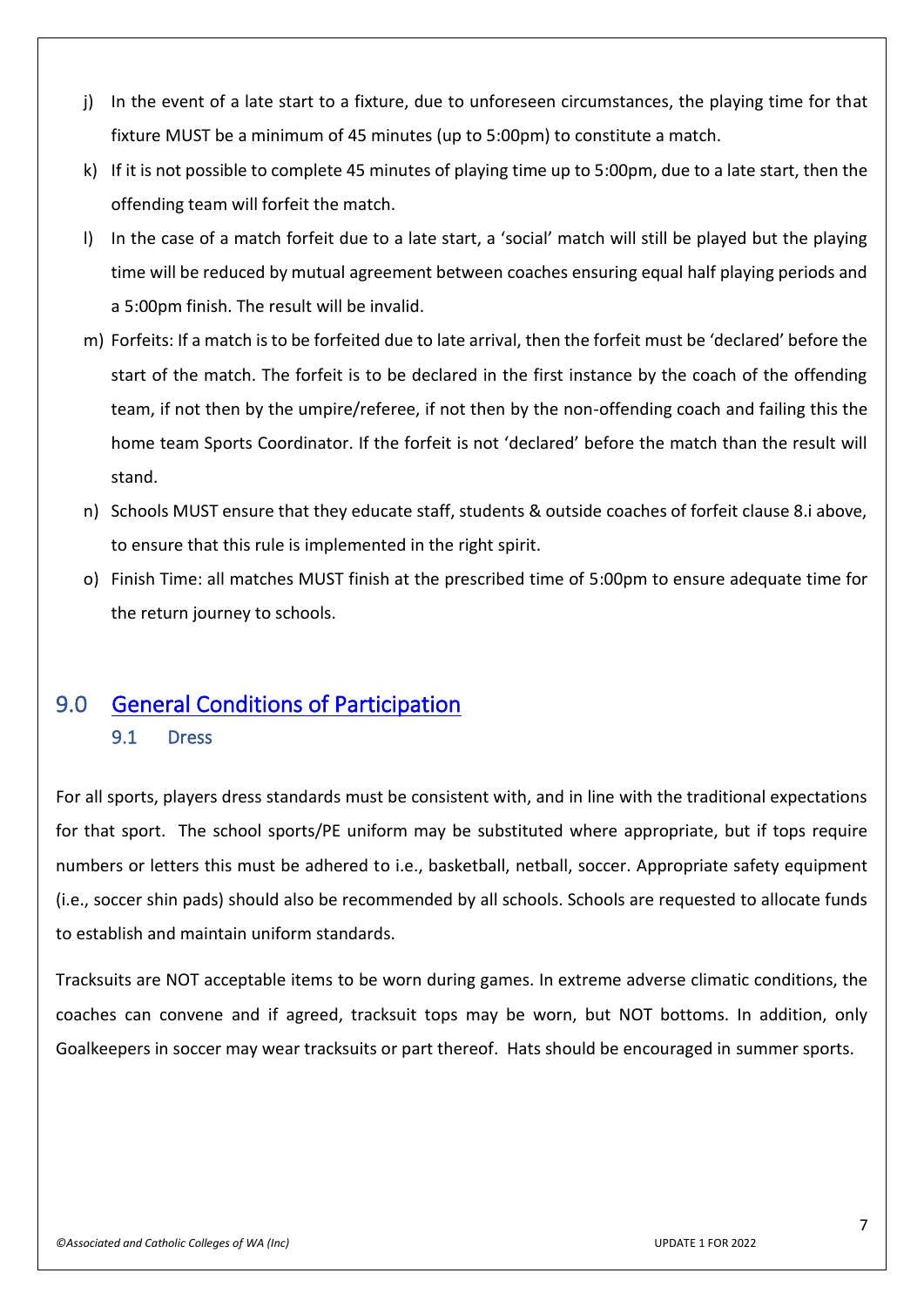j) In the event of a late start to a fixture, due to unforeseen circumstances, the playing time for that fixture MUST be a minimum of 45 minutes (up to 5:00pm) to constitute a match.

k) If it is not possible to complete 45 minutes of playing time up to 5:00pm, due to a late start, then the offending team will forfeit the match.

l) In the case of a match forfeit due to a late start, a 'social' match will still be played but the playing time will be reduced by mutual agreement between coaches ensuring equal half playing periods and a 5:00pm finish. The result will be invalid.

m) Forfeits: If a match is to be forfeited due to late arrival, then the forfeit must be 'declared' before the start of the match. The forfeit is to be declared in the first instance by the coach of the offending team, if not then by the umpire/referee, if not then by the non-offending coach and failing this the home team Sports Coordinator. If the forfeit is not 'declared' before the match than the result will stand.

n) Schools MUST ensure that they educate staff, students & outside coaches of forfeit clause 8.i above, to ensure that this rule is implemented in the right spirit.

o) Finish Time: all matches MUST finish at the prescribed time of 5:00pm to ensure adequate time for the return journey to schools.

# 9.0 General Conditions of Participation

## 9.1 Dress

For all sports, players dress standards must be consistent with, and in line with the traditional expectations for that sport. The school sports/PE uniform may be substituted where appropriate, but if tops require numbers or letters this must be adhered to i.e., basketball, netball, soccer. Appropriate safety equipment (i.e., soccer shin pads) should also be recommended by all schools. Schools are requested to allocate funds to establish and maintain uniform standards.

Tracksuits are NOT acceptable items to be worn during games. In extreme adverse climatic conditions, the coaches can convene and if agreed, tracksuit tops may be worn, but NOT bottoms. In addition, only Goalkeepers in soccer may wear tracksuits or part thereof. Hats should be encouraged in summer sports.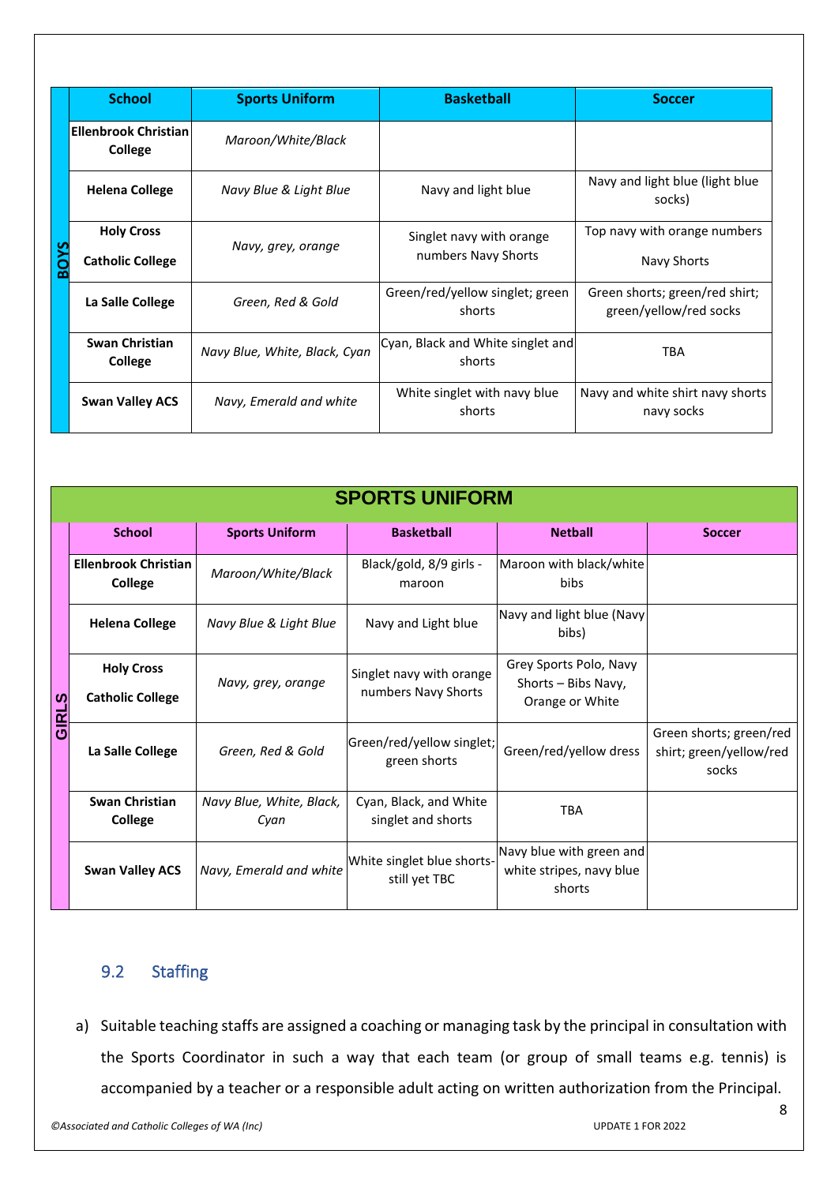| BOYS | School | Sports Uniform | Basketball | Soccer |
|---|---|---|---|---|
| | **Ellenbrook Christian College** | *Maroon/White/Black* | | |
| | **Helena College** | *Navy Blue & Light Blue* | Navy and light blue | Navy and light blue (light blue socks) |
| | **Holy Cross Catholic College** | *Navy, grey, orange* | Singlet navy with orange numbers Navy Shorts | Top navy with orange numbers Navy Shorts |
| | **La Salle College** | *Green, Red & Gold* | Green/red/yellow singlet; green shorts | Green shorts; green/red shirt; green/yellow/red socks |
| | **Swan Christian College** | *Navy Blue, White, Black, Cyan* | Cyan, Black and White singlet and shorts | TBA |
| | **Swan Valley ACS** | *Navy, Emerald and white* | White singlet with navy blue shorts | Navy and white shirt navy shorts navy socks |

## SPORTS UNIFORM

| GIRLS | School | Sports Uniform | Basketball | Netball | Soccer |
|---|---|---|---|---|---|
| | **Ellenbrook Christian College** | *Maroon/White/Black* | Black/gold, 8/9 girls - maroon | Maroon with black/white bibs | |
| | **Helena College** | *Navy Blue & Light Blue* | Navy and Light blue | Navy and light blue (Navy bibs) | |
| | **Holy Cross Catholic College** | *Navy, grey, orange* | Singlet navy with orange numbers Navy Shorts | Grey Sports Polo, Navy Shorts – Bibs Navy, Orange or White | |
| | **La Salle College** | *Green, Red & Gold* | Green/red/yellow singlet; green shorts | Green/red/yellow dress | Green shorts; green/red shirt; green/yellow/red socks |
| | **Swan Christian College** | *Navy Blue, White, Black, Cyan* | Cyan, Black, and White singlet and shorts | TBA | |
| | **Swan Valley ACS** | *Navy, Emerald and white* | White singlet blue shorts- still yet TBC | Navy blue with green and white stripes, navy blue shorts | |

## 9.2 Staffing

a) Suitable teaching staffs are assigned a coaching or managing task by the principal in consultation with the Sports Coordinator in such a way that each team (or group of small teams e.g. tennis) is accompanied by a teacher or a responsible adult acting on written authorization from the Principal.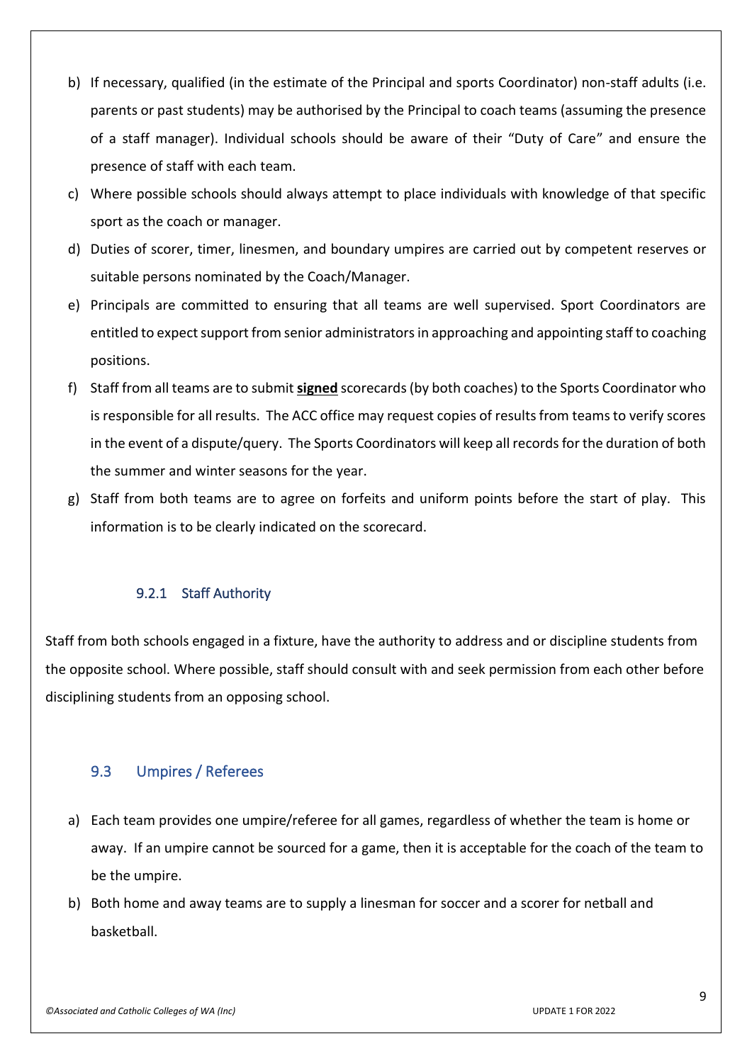b) If necessary, qualified (in the estimate of the Principal and sports Coordinator) non-staff adults (i.e. parents or past students) may be authorised by the Principal to coach teams (assuming the presence of a staff manager). Individual schools should be aware of their "Duty of Care" and ensure the presence of staff with each team.

c) Where possible schools should always attempt to place individuals with knowledge of that specific sport as the coach or manager.

d) Duties of scorer, timer, linesmen, and boundary umpires are carried out by competent reserves or suitable persons nominated by the Coach/Manager.

e) Principals are committed to ensuring that all teams are well supervised. Sport Coordinators are entitled to expect support from senior administrators in approaching and appointing staff to coaching positions.

f) Staff from all teams are to submit **signed** scorecards (by both coaches) to the Sports Coordinator who is responsible for all results. The ACC office may request copies of results from teams to verify scores in the event of a dispute/query. The Sports Coordinators will keep all records for the duration of both the summer and winter seasons for the year.

g) Staff from both teams are to agree on forfeits and uniform points before the start of play. This information is to be clearly indicated on the scorecard.

#### 9.2.1 Staff Authority

Staff from both schools engaged in a fixture, have the authority to address and or discipline students from the opposite school. Where possible, staff should consult with and seek permission from each other before disciplining students from an opposing school.

### 9.3 Umpires / Referees

a) Each team provides one umpire/referee for all games, regardless of whether the team is home or away. If an umpire cannot be sourced for a game, then it is acceptable for the coach of the team to be the umpire.

b) Both home and away teams are to supply a linesman for soccer and a scorer for netball and basketball.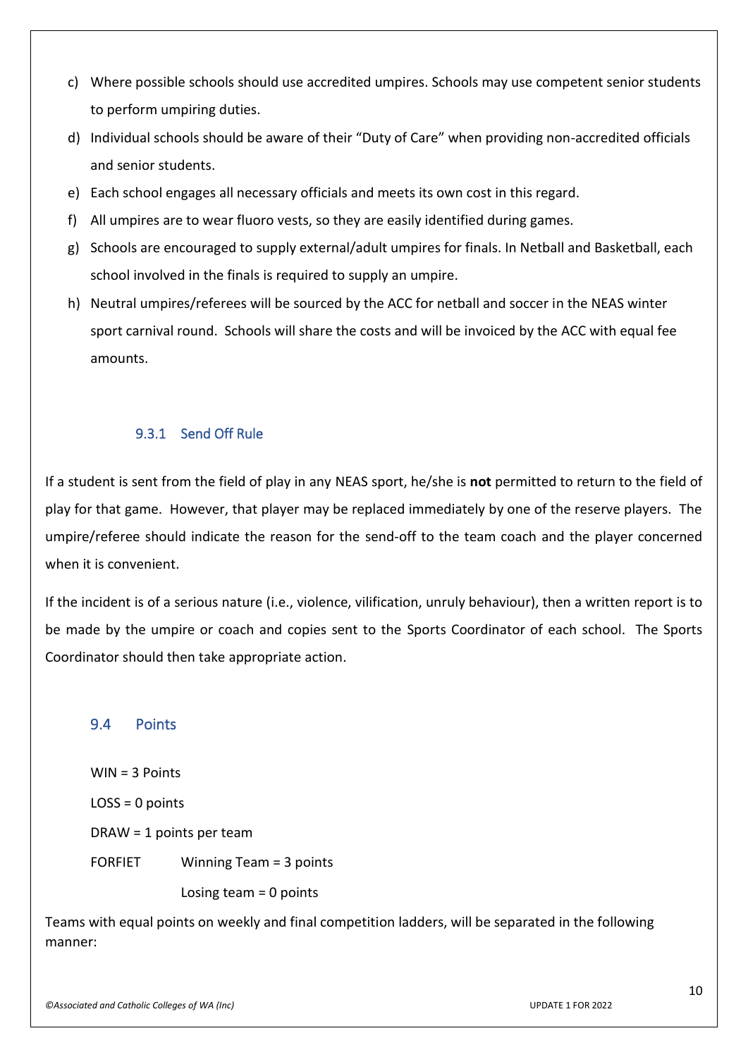c) Where possible schools should use accredited umpires. Schools may use competent senior students to perform umpiring duties.
d) Individual schools should be aware of their "Duty of Care" when providing non-accredited officials and senior students.
e) Each school engages all necessary officials and meets its own cost in this regard.
f) All umpires are to wear fluoro vests, so they are easily identified during games.
g) Schools are encouraged to supply external/adult umpires for finals. In Netball and Basketball, each school involved in the finals is required to supply an umpire.
h) Neutral umpires/referees will be sourced by the ACC for netball and soccer in the NEAS winter sport carnival round. Schools will share the costs and will be invoiced by the ACC with equal fee amounts.

#### 9.3.1 Send Off Rule

If a student is sent from the field of play in any NEAS sport, he/she is **not** permitted to return to the field of play for that game. However, that player may be replaced immediately by one of the reserve players. The umpire/referee should indicate the reason for the send-off to the team coach and the player concerned when it is convenient.

If the incident is of a serious nature (i.e., violence, vilification, unruly behaviour), then a written report is to be made by the umpire or coach and copies sent to the Sports Coordinator of each school. The Sports Coordinator should then take appropriate action.

### 9.4 Points

WIN = 3 Points

LOSS = 0 points

DRAW = 1 points per team

FORFIET Winning Team = 3 points

Losing team = 0 points

Teams with equal points on weekly and final competition ladders, will be separated in the following manner: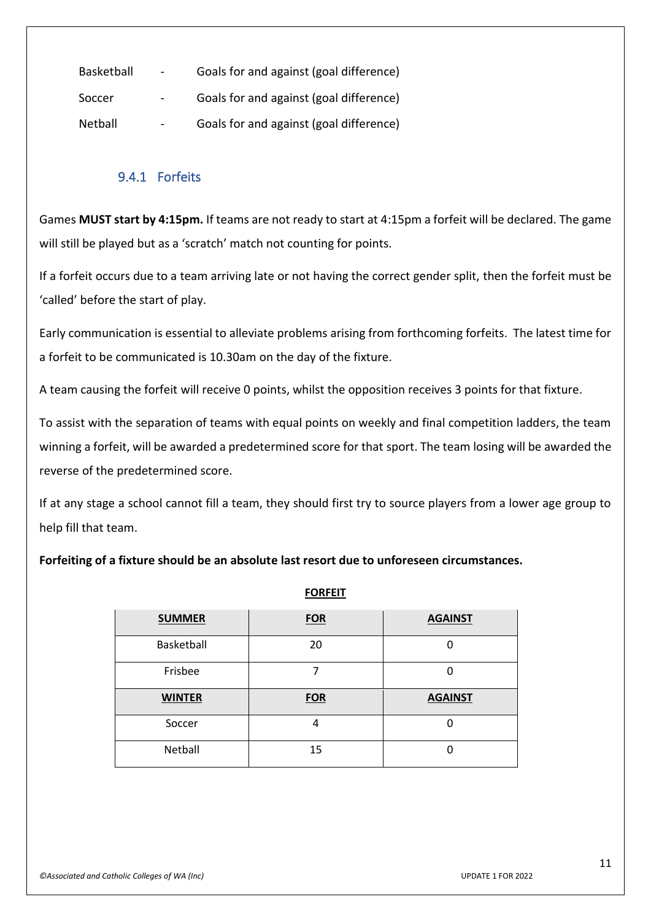| | | |
|---|---|---|
| Basketball | - | Goals for and against (goal difference) |
| Soccer | - | Goals for and against (goal difference) |
| Netball | - | Goals for and against (goal difference) |

### 9.4.1 Forfeits

Games **MUST start by 4:15pm.** If teams are not ready to start at 4:15pm a forfeit will be declared. The game will still be played but as a 'scratch' match not counting for points.

If a forfeit occurs due to a team arriving late or not having the correct gender split, then the forfeit must be 'called' before the start of play.

Early communication is essential to alleviate problems arising from forthcoming forfeits. The latest time for a forfeit to be communicated is 10.30am on the day of the fixture.

A team causing the forfeit will receive 0 points, whilst the opposition receives 3 points for that fixture.

To assist with the separation of teams with equal points on weekly and final competition ladders, the team winning a forfeit, will be awarded a predetermined score for that sport. The team losing will be awarded the reverse of the predetermined score.

If at any stage a school cannot fill a team, they should first try to source players from a lower age group to help fill that team.

**Forfeiting of a fixture should be an absolute last resort due to unforeseen circumstances.**

**FORFEIT**

| **SUMMER** | **FOR** | **AGAINST** |
|---|---|---|
| Basketball | 20 | 0 |
| Frisbee | 7 | 0 |
| **WINTER** | **FOR** | **AGAINST** |
| Soccer | 4 | 0 |
| Netball | 15 | 0 |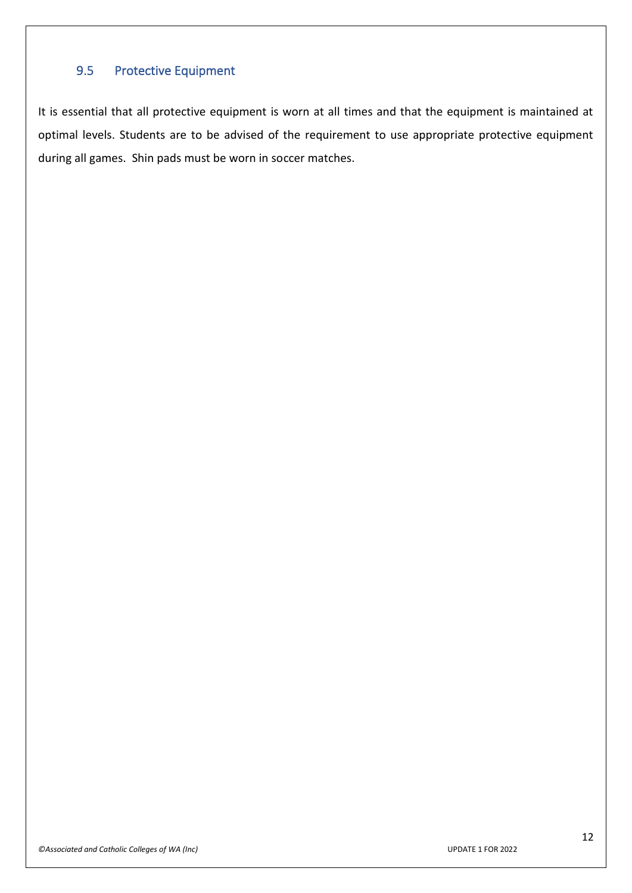## 9.5 Protective Equipment

It is essential that all protective equipment is worn at all times and that the equipment is maintained at optimal levels. Students are to be advised of the requirement to use appropriate protective equipment during all games. Shin pads must be worn in soccer matches.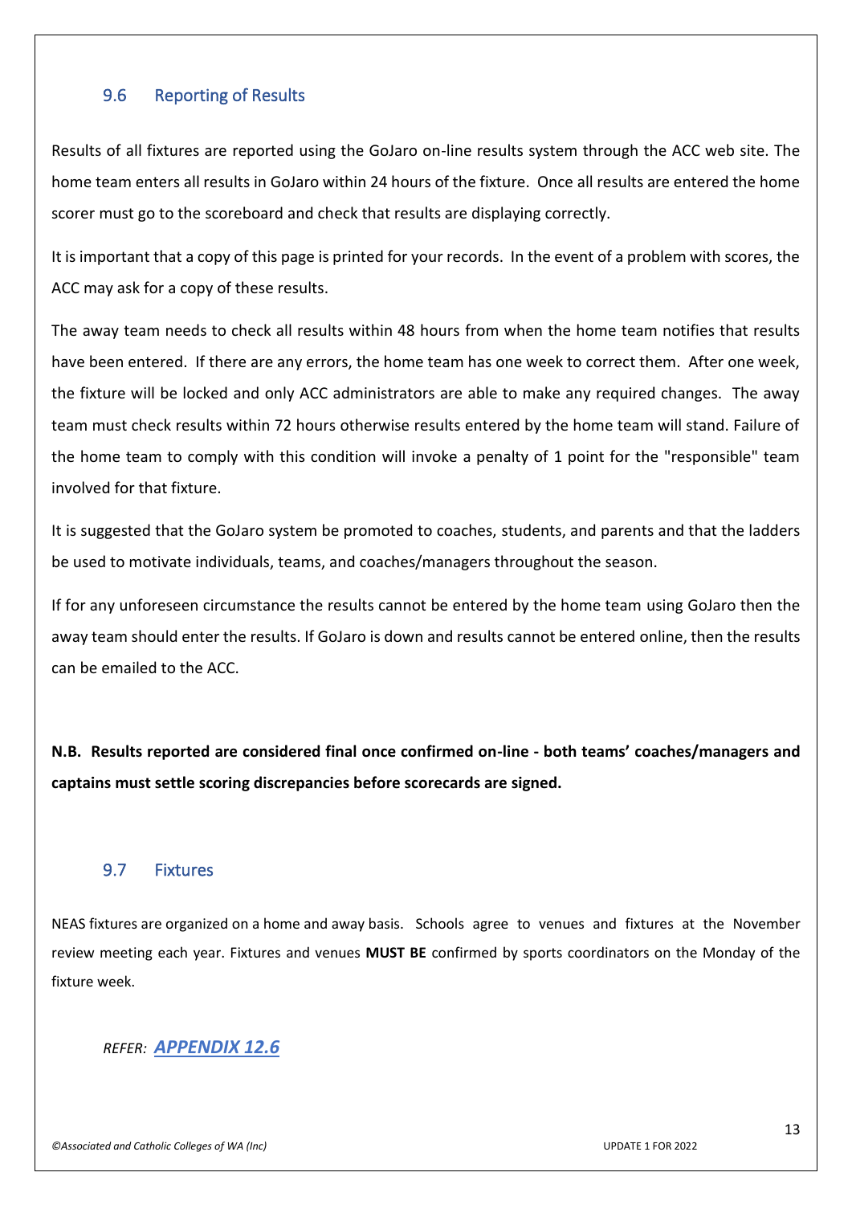## 9.6 Reporting of Results

Results of all fixtures are reported using the GoJaro on-line results system through the ACC web site. The home team enters all results in GoJaro within 24 hours of the fixture. Once all results are entered the home scorer must go to the scoreboard and check that results are displaying correctly.

It is important that a copy of this page is printed for your records. In the event of a problem with scores, the ACC may ask for a copy of these results.

The away team needs to check all results within 48 hours from when the home team notifies that results have been entered. If there are any errors, the home team has one week to correct them. After one week, the fixture will be locked and only ACC administrators are able to make any required changes. The away team must check results within 72 hours otherwise results entered by the home team will stand. Failure of the home team to comply with this condition will invoke a penalty of 1 point for the "responsible" team involved for that fixture.

It is suggested that the GoJaro system be promoted to coaches, students, and parents and that the ladders be used to motivate individuals, teams, and coaches/managers throughout the season.

If for any unforeseen circumstance the results cannot be entered by the home team using GoJaro then the away team should enter the results. If GoJaro is down and results cannot be entered online, then the results can be emailed to the ACC.

**N.B. Results reported are considered final once confirmed on-line - both teams' coaches/managers and captains must settle scoring discrepancies before scorecards are signed.**

## 9.7 Fixtures

NEAS fixtures are organized on a home and away basis. Schools agree to venues and fixtures at the November review meeting each year. Fixtures and venues **MUST BE** confirmed by sports coordinators on the Monday of the fixture week.

*REFER:* ***APPENDIX 12.6***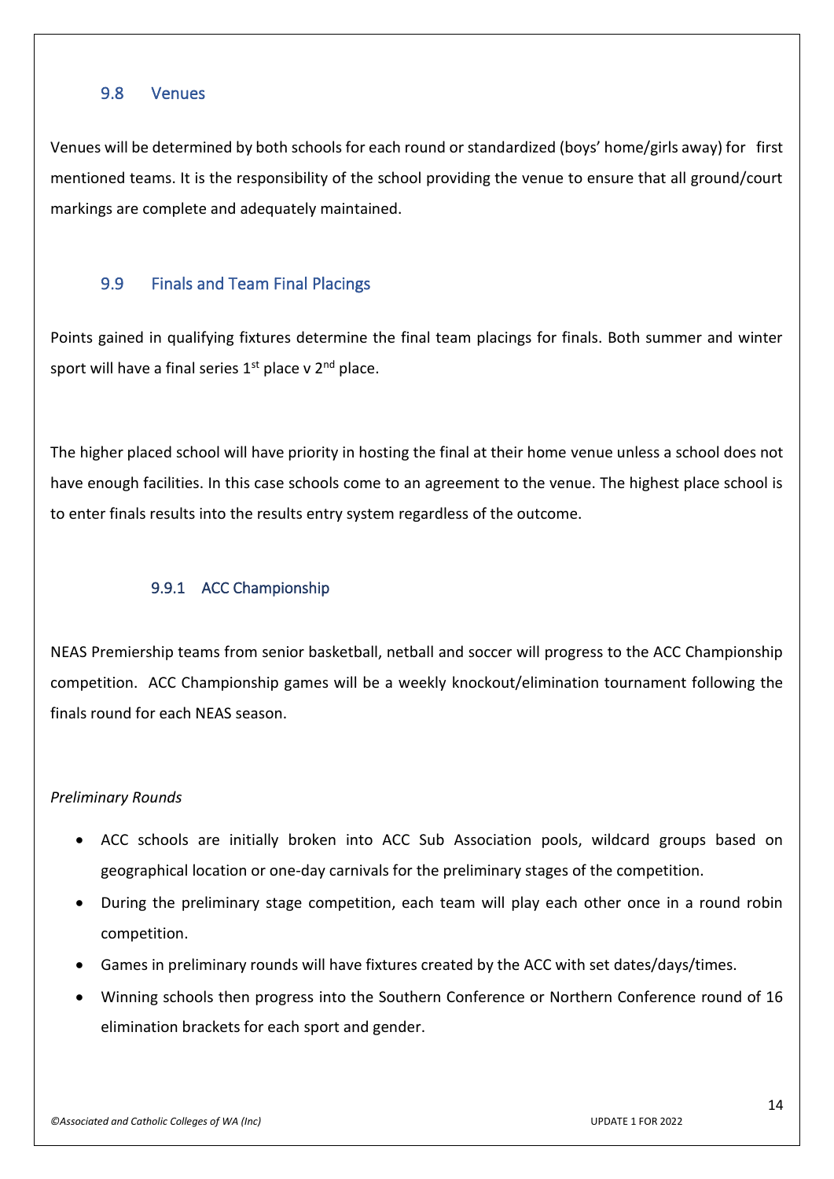## 9.8 Venues

Venues will be determined by both schools for each round or standardized (boys' home/girls away) for first mentioned teams. It is the responsibility of the school providing the venue to ensure that all ground/court markings are complete and adequately maintained.

## 9.9 Finals and Team Final Placings

Points gained in qualifying fixtures determine the final team placings for finals. Both summer and winter sport will have a final series 1st place v 2nd place.

The higher placed school will have priority in hosting the final at their home venue unless a school does not have enough facilities. In this case schools come to an agreement to the venue. The highest place school is to enter finals results into the results entry system regardless of the outcome.

### 9.9.1 ACC Championship

NEAS Premiership teams from senior basketball, netball and soccer will progress to the ACC Championship competition. ACC Championship games will be a weekly knockout/elimination tournament following the finals round for each NEAS season.

*Preliminary Rounds*

- ACC schools are initially broken into ACC Sub Association pools, wildcard groups based on geographical location or one-day carnivals for the preliminary stages of the competition.
- During the preliminary stage competition, each team will play each other once in a round robin competition.
- Games in preliminary rounds will have fixtures created by the ACC with set dates/days/times.
- Winning schools then progress into the Southern Conference or Northern Conference round of 16 elimination brackets for each sport and gender.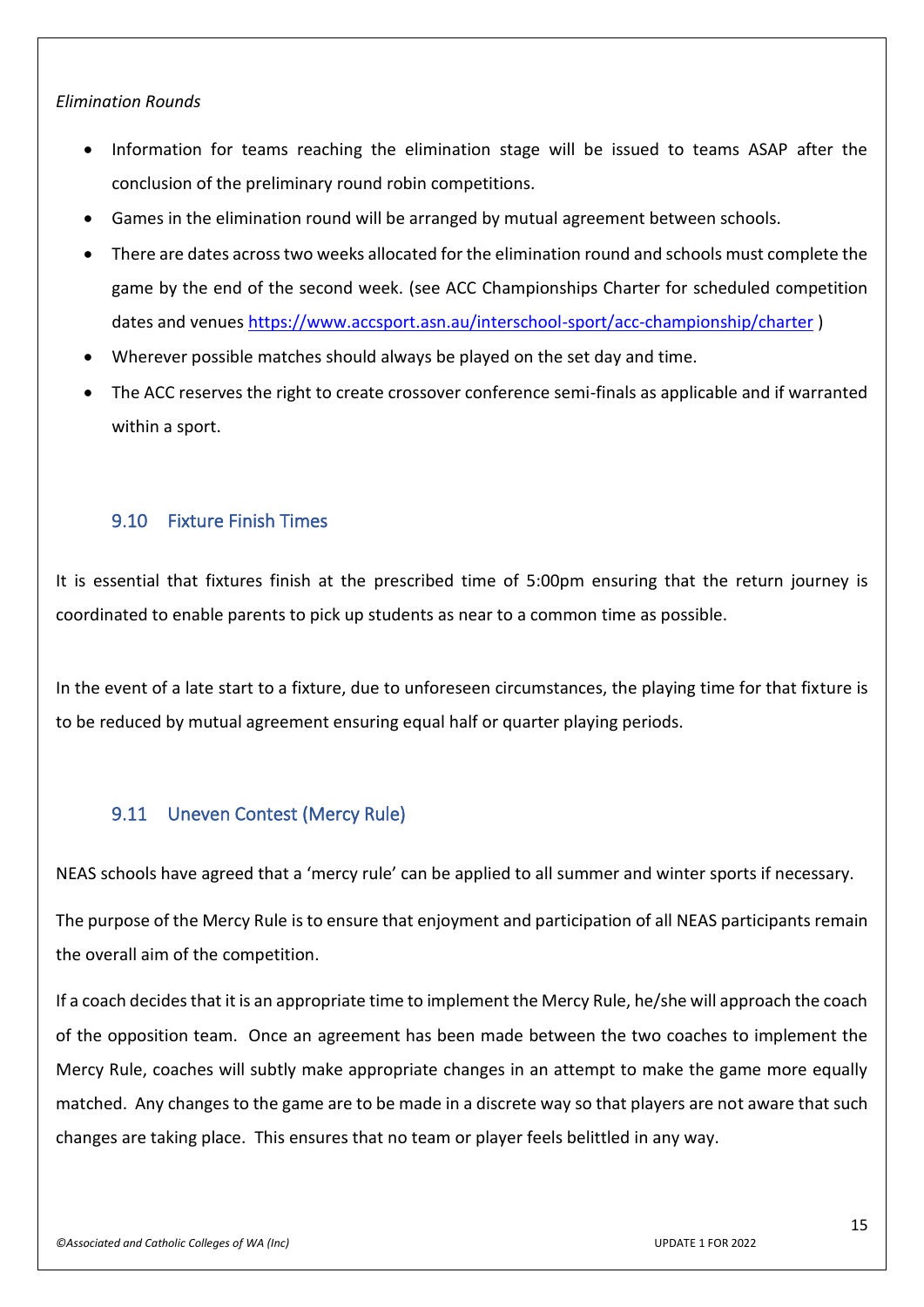*Elimination Rounds*

- Information for teams reaching the elimination stage will be issued to teams ASAP after the conclusion of the preliminary round robin competitions.
- Games in the elimination round will be arranged by mutual agreement between schools.
- There are dates across two weeks allocated for the elimination round and schools must complete the game by the end of the second week. (see ACC Championships Charter for scheduled competition dates and venues https://www.accsport.asn.au/interschool-sport/acc-championship/charter )
- Wherever possible matches should always be played on the set day and time.
- The ACC reserves the right to create crossover conference semi-finals as applicable and if warranted within a sport.

### 9.10 Fixture Finish Times

It is essential that fixtures finish at the prescribed time of 5:00pm ensuring that the return journey is coordinated to enable parents to pick up students as near to a common time as possible.

In the event of a late start to a fixture, due to unforeseen circumstances, the playing time for that fixture is to be reduced by mutual agreement ensuring equal half or quarter playing periods.

### 9.11 Uneven Contest (Mercy Rule)

NEAS schools have agreed that a 'mercy rule' can be applied to all summer and winter sports if necessary.

The purpose of the Mercy Rule is to ensure that enjoyment and participation of all NEAS participants remain the overall aim of the competition.

If a coach decides that it is an appropriate time to implement the Mercy Rule, he/she will approach the coach of the opposition team. Once an agreement has been made between the two coaches to implement the Mercy Rule, coaches will subtly make appropriate changes in an attempt to make the game more equally matched. Any changes to the game are to be made in a discrete way so that players are not aware that such changes are taking place. This ensures that no team or player feels belittled in any way.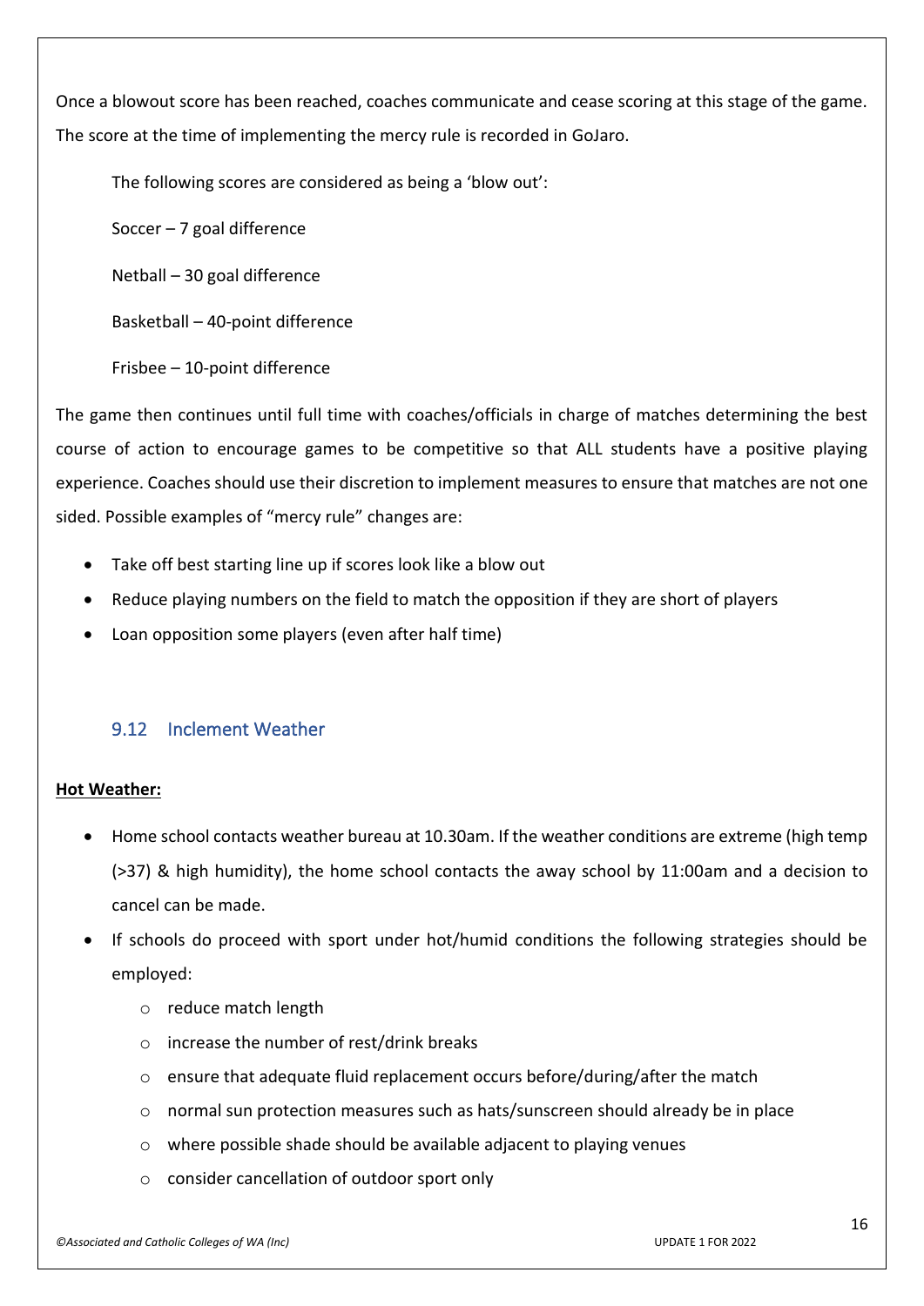Once a blowout score has been reached, coaches communicate and cease scoring at this stage of the game. The score at the time of implementing the mercy rule is recorded in GoJaro.

The following scores are considered as being a 'blow out':

Soccer – 7 goal difference

Netball – 30 goal difference

Basketball – 40-point difference

Frisbee – 10-point difference

The game then continues until full time with coaches/officials in charge of matches determining the best course of action to encourage games to be competitive so that ALL students have a positive playing experience. Coaches should use their discretion to implement measures to ensure that matches are not one sided. Possible examples of "mercy rule" changes are:

- Take off best starting line up if scores look like a blow out
- Reduce playing numbers on the field to match the opposition if they are short of players
- Loan opposition some players (even after half time)

### 9.12 Inclement Weather

**Hot Weather:**

- Home school contacts weather bureau at 10.30am. If the weather conditions are extreme (high temp (>37) & high humidity), the home school contacts the away school by 11:00am and a decision to cancel can be made.
- If schools do proceed with sport under hot/humid conditions the following strategies should be employed:
  - reduce match length
  - increase the number of rest/drink breaks
  - ensure that adequate fluid replacement occurs before/during/after the match
  - normal sun protection measures such as hats/sunscreen should already be in place
  - where possible shade should be available adjacent to playing venues
  - consider cancellation of outdoor sport only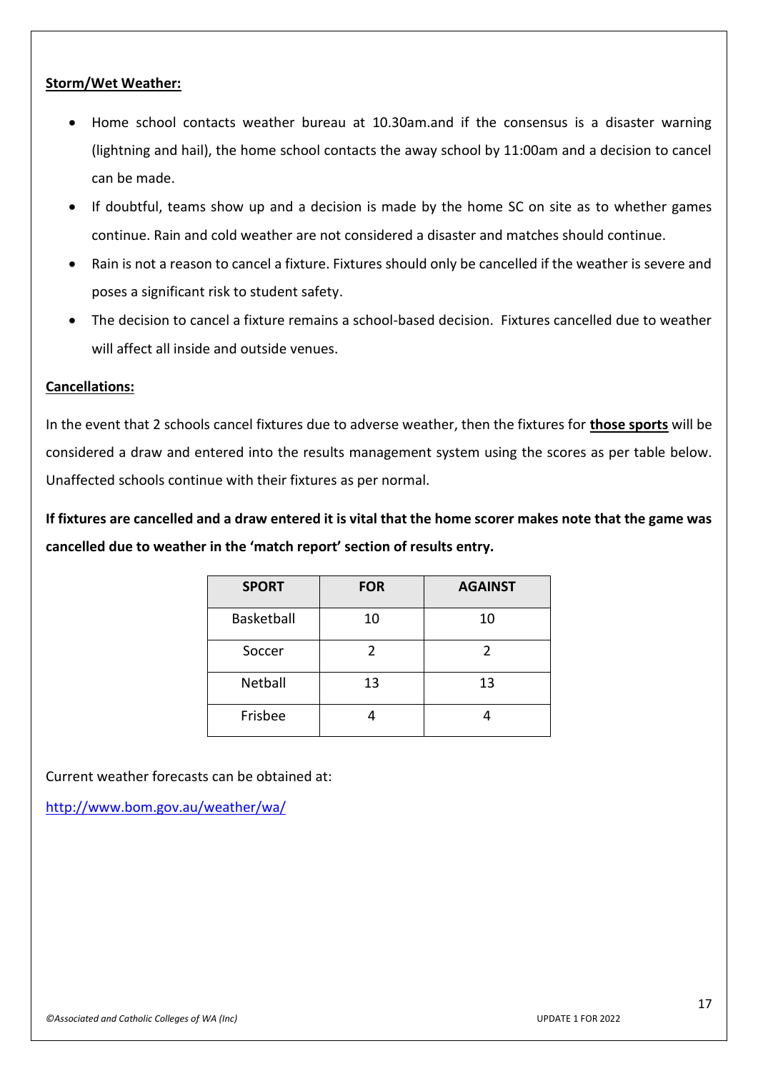**Storm/Wet Weather:**

- Home school contacts weather bureau at 10.30am.and if the consensus is a disaster warning (lightning and hail), the home school contacts the away school by 11:00am and a decision to cancel can be made.
- If doubtful, teams show up and a decision is made by the home SC on site as to whether games continue. Rain and cold weather are not considered a disaster and matches should continue.
- Rain is not a reason to cancel a fixture. Fixtures should only be cancelled if the weather is severe and poses a significant risk to student safety.
- The decision to cancel a fixture remains a school-based decision. Fixtures cancelled due to weather will affect all inside and outside venues.

**Cancellations:**

In the event that 2 schools cancel fixtures due to adverse weather, then the fixtures for **those sports** will be considered a draw and entered into the results management system using the scores as per table below. Unaffected schools continue with their fixtures as per normal.

**If fixtures are cancelled and a draw entered it is vital that the home scorer makes note that the game was cancelled due to weather in the 'match report' section of results entry.**

| SPORT | FOR | AGAINST |
|---|---|---|
| Basketball | 10 | 10 |
| Soccer | 2 | 2 |
| Netball | 13 | 13 |
| Frisbee | 4 | 4 |

Current weather forecasts can be obtained at:

http://www.bom.gov.au/weather/wa/

*©Associated and Catholic Colleges of WA (Inc)* UPDATE 1 FOR 2022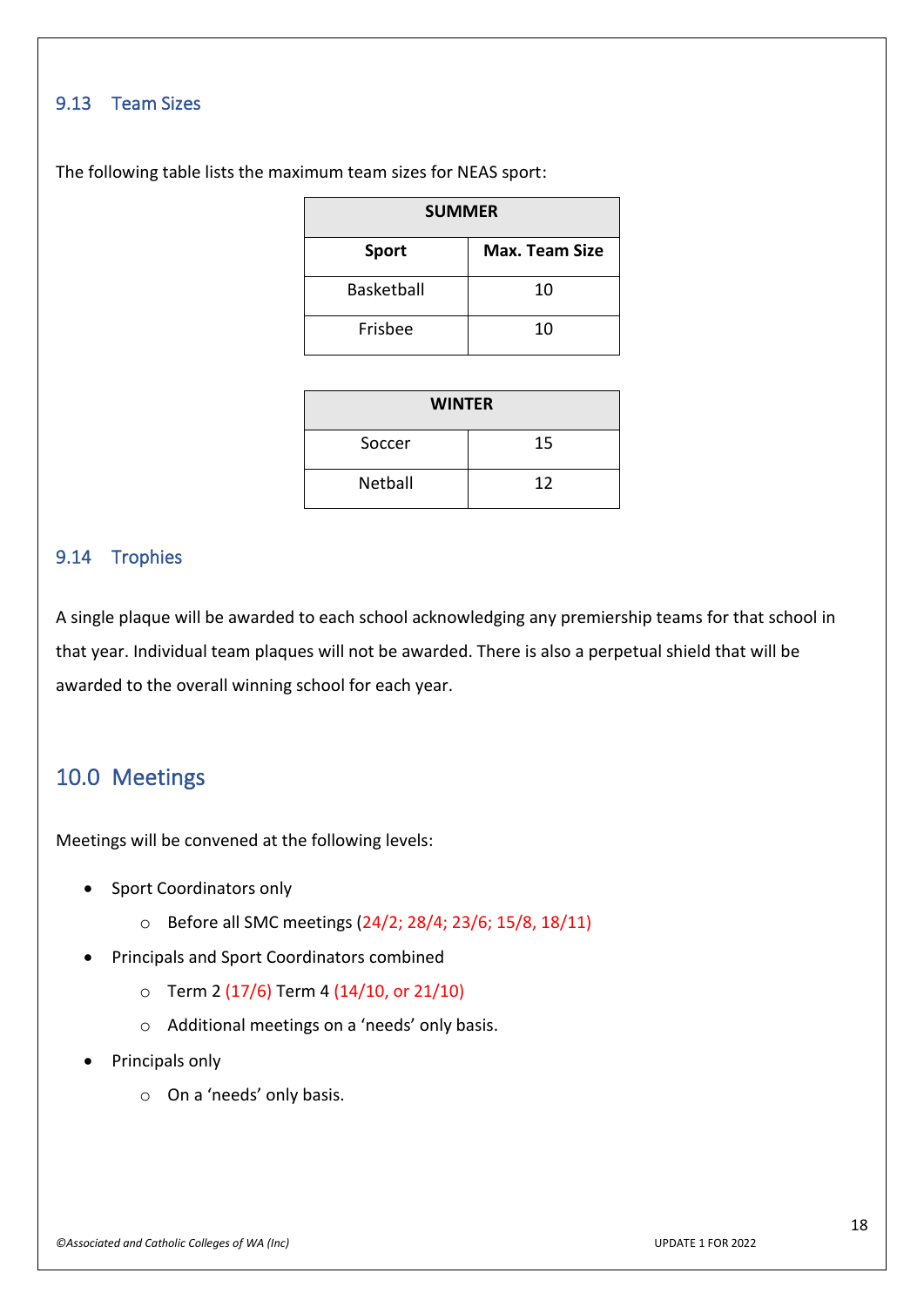### 9.13 Team Sizes

The following table lists the maximum team sizes for NEAS sport:

| SUMMER | |
|---|---|
| **Sport** | **Max. Team Size** |
| Basketball | 10 |
| Frisbee | 10 |

| WINTER | |
|---|---|
| Soccer | 15 |
| Netball | 12 |

### 9.14 Trophies

A single plaque will be awarded to each school acknowledging any premiership teams for that school in that year. Individual team plaques will not be awarded. There is also a perpetual shield that will be awarded to the overall winning school for each year.

## 10.0 Meetings

Meetings will be convened at the following levels:

- Sport Coordinators only
  - Before all SMC meetings (24/2; 28/4; 23/6; 15/8, 18/11)
- Principals and Sport Coordinators combined
  - Term 2 (17/6) Term 4 (14/10, or 21/10)
  - Additional meetings on a 'needs' only basis.
- Principals only
  - On a 'needs' only basis.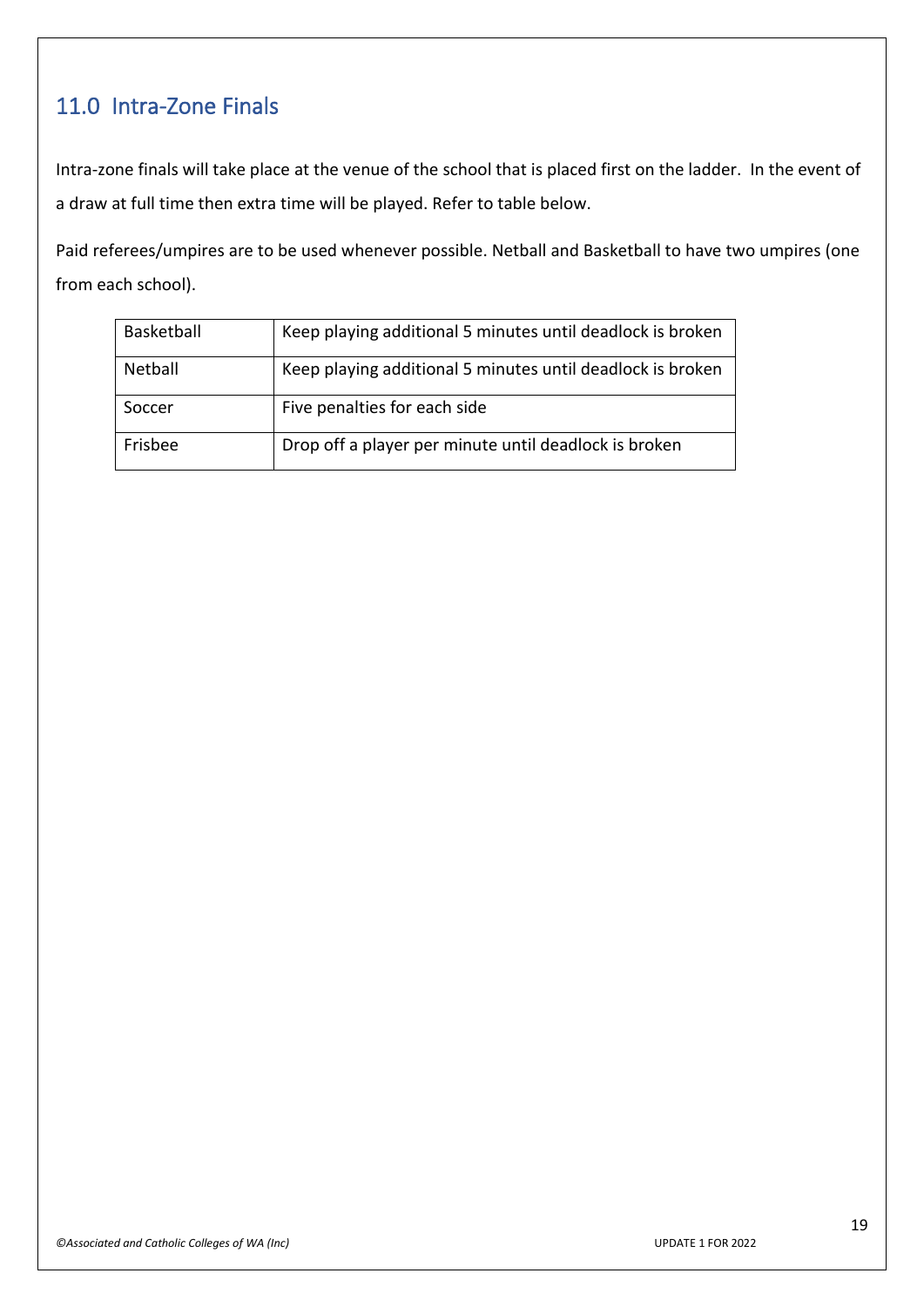## 11.0 Intra-Zone Finals

Intra-zone finals will take place at the venue of the school that is placed first on the ladder. In the event of a draw at full time then extra time will be played. Refer to table below.

Paid referees/umpires are to be used whenever possible. Netball and Basketball to have two umpires (one from each school).

| | |
|---|---|
| Basketball | Keep playing additional 5 minutes until deadlock is broken |
| Netball | Keep playing additional 5 minutes until deadlock is broken |
| Soccer | Five penalties for each side |
| Frisbee | Drop off a player per minute until deadlock is broken |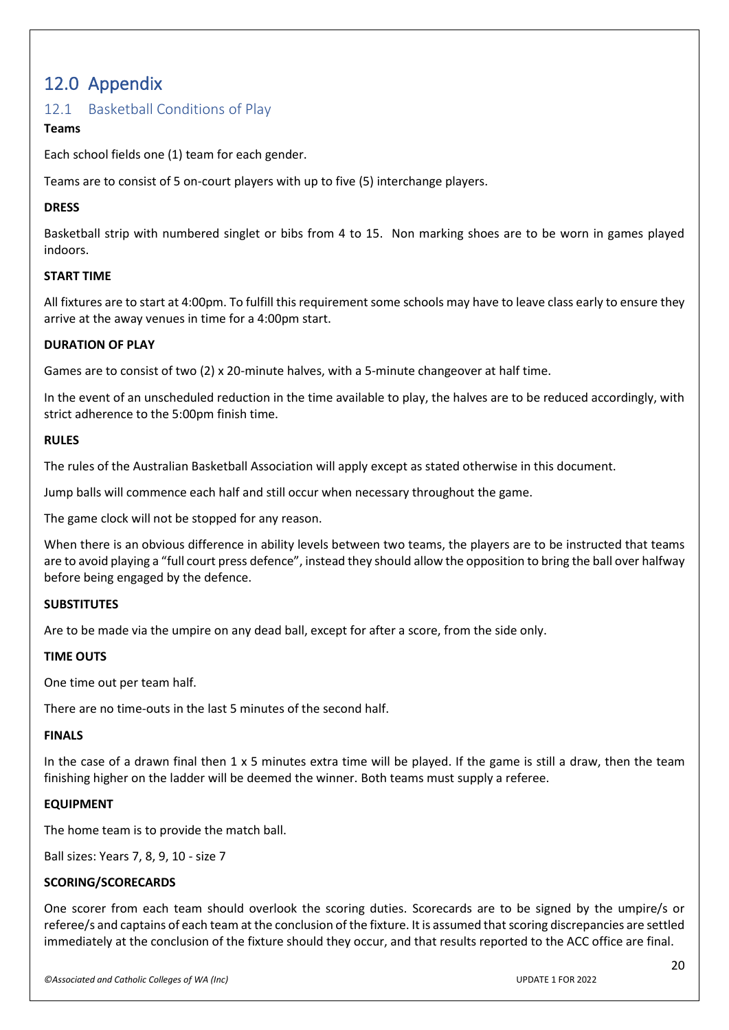# 12.0 Appendix

## 12.1 Basketball Conditions of Play

**Teams**

Each school fields one (1) team for each gender.

Teams are to consist of 5 on-court players with up to five (5) interchange players.

**DRESS**

Basketball strip with numbered singlet or bibs from 4 to 15. Non marking shoes are to be worn in games played indoors.

**START TIME**

All fixtures are to start at 4:00pm. To fulfill this requirement some schools may have to leave class early to ensure they arrive at the away venues in time for a 4:00pm start.

**DURATION OF PLAY**

Games are to consist of two (2) x 20-minute halves, with a 5-minute changeover at half time.

In the event of an unscheduled reduction in the time available to play, the halves are to be reduced accordingly, with strict adherence to the 5:00pm finish time.

**RULES**

The rules of the Australian Basketball Association will apply except as stated otherwise in this document.

Jump balls will commence each half and still occur when necessary throughout the game.

The game clock will not be stopped for any reason.

When there is an obvious difference in ability levels between two teams, the players are to be instructed that teams are to avoid playing a "full court press defence", instead they should allow the opposition to bring the ball over halfway before being engaged by the defence.

**SUBSTITUTES**

Are to be made via the umpire on any dead ball, except for after a score, from the side only.

**TIME OUTS**

One time out per team half.

There are no time-outs in the last 5 minutes of the second half.

**FINALS**

In the case of a drawn final then 1 x 5 minutes extra time will be played. If the game is still a draw, then the team finishing higher on the ladder will be deemed the winner. Both teams must supply a referee.

**EQUIPMENT**

The home team is to provide the match ball.

Ball sizes: Years 7, 8, 9, 10 - size 7

**SCORING/SCORECARDS**

One scorer from each team should overlook the scoring duties. Scorecards are to be signed by the umpire/s or referee/s and captains of each team at the conclusion of the fixture. It is assumed that scoring discrepancies are settled immediately at the conclusion of the fixture should they occur, and that results reported to the ACC office are final.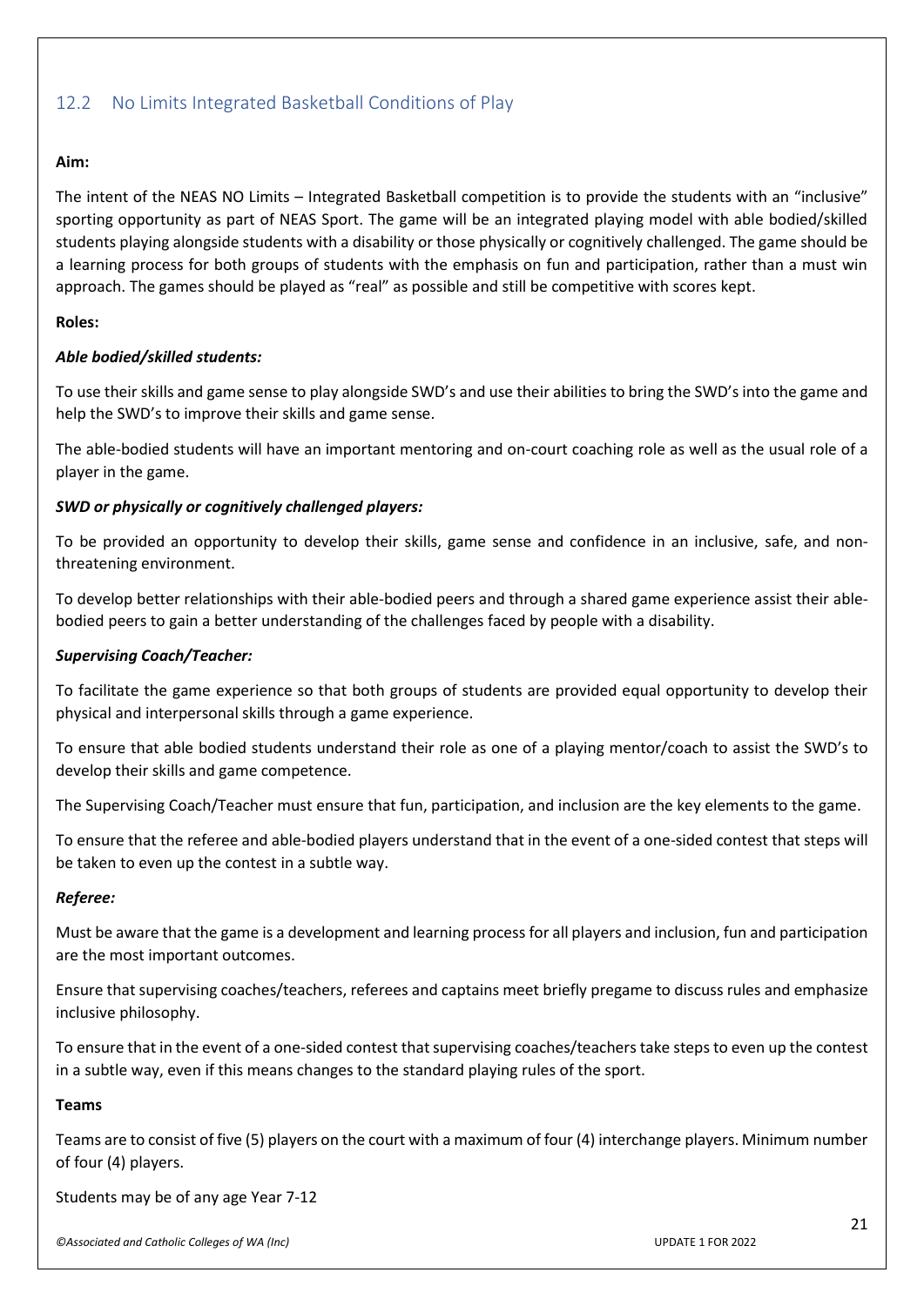## 12.2 No Limits Integrated Basketball Conditions of Play

**Aim:**

The intent of the NEAS NO Limits – Integrated Basketball competition is to provide the students with an "inclusive" sporting opportunity as part of NEAS Sport. The game will be an integrated playing model with able bodied/skilled students playing alongside students with a disability or those physically or cognitively challenged. The game should be a learning process for both groups of students with the emphasis on fun and participation, rather than a must win approach. The games should be played as "real" as possible and still be competitive with scores kept.

**Roles:**

***Able bodied/skilled students:***

To use their skills and game sense to play alongside SWD's and use their abilities to bring the SWD's into the game and help the SWD's to improve their skills and game sense.

The able-bodied students will have an important mentoring and on-court coaching role as well as the usual role of a player in the game.

***SWD or physically or cognitively challenged players:***

To be provided an opportunity to develop their skills, game sense and confidence in an inclusive, safe, and non-threatening environment.

To develop better relationships with their able-bodied peers and through a shared game experience assist their able-bodied peers to gain a better understanding of the challenges faced by people with a disability.

***Supervising Coach/Teacher:***

To facilitate the game experience so that both groups of students are provided equal opportunity to develop their physical and interpersonal skills through a game experience.

To ensure that able bodied students understand their role as one of a playing mentor/coach to assist the SWD's to develop their skills and game competence.

The Supervising Coach/Teacher must ensure that fun, participation, and inclusion are the key elements to the game.

To ensure that the referee and able-bodied players understand that in the event of a one-sided contest that steps will be taken to even up the contest in a subtle way.

***Referee:***

Must be aware that the game is a development and learning process for all players and inclusion, fun and participation are the most important outcomes.

Ensure that supervising coaches/teachers, referees and captains meet briefly pregame to discuss rules and emphasize inclusive philosophy.

To ensure that in the event of a one-sided contest that supervising coaches/teachers take steps to even up the contest in a subtle way, even if this means changes to the standard playing rules of the sport.

**Teams**

Teams are to consist of five (5) players on the court with a maximum of four (4) interchange players. Minimum number of four (4) players.

Students may be of any age Year 7-12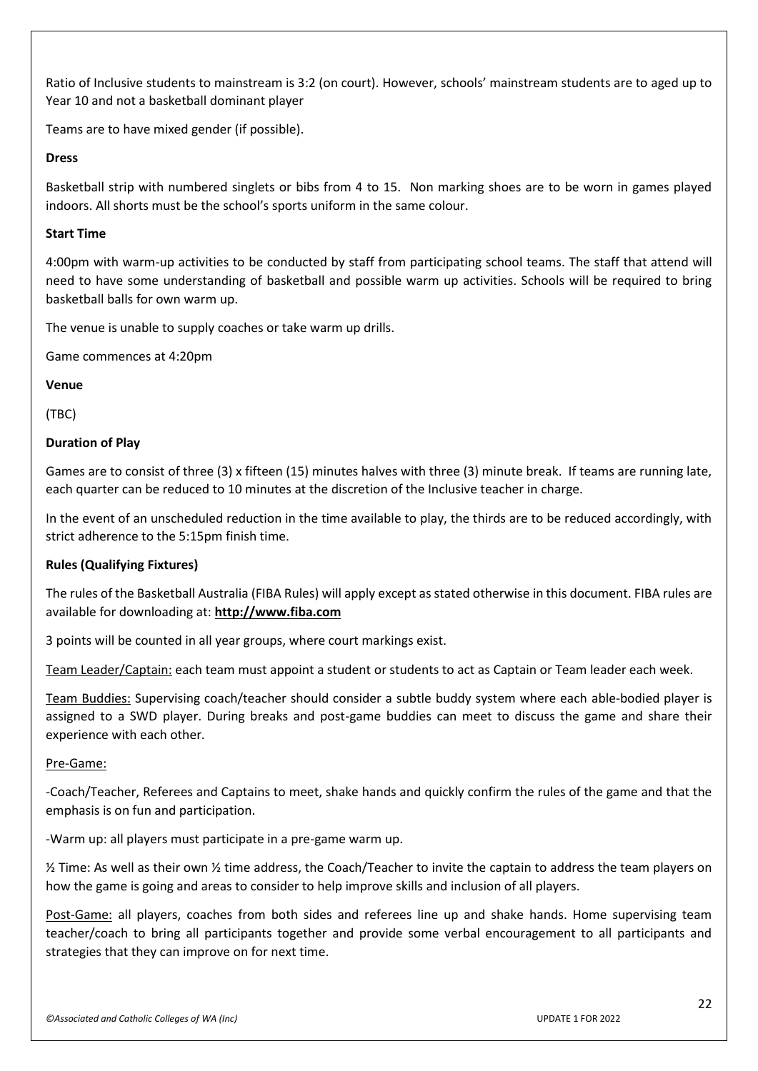Ratio of Inclusive students to mainstream is 3:2 (on court). However, schools' mainstream students are to aged up to Year 10 and not a basketball dominant player

Teams are to have mixed gender (if possible).

**Dress**

Basketball strip with numbered singlets or bibs from 4 to 15. Non marking shoes are to be worn in games played indoors. All shorts must be the school's sports uniform in the same colour.

**Start Time**

4:00pm with warm-up activities to be conducted by staff from participating school teams. The staff that attend will need to have some understanding of basketball and possible warm up activities. Schools will be required to bring basketball balls for own warm up.

The venue is unable to supply coaches or take warm up drills.

Game commences at 4:20pm

**Venue**

(TBC)

**Duration of Play**

Games are to consist of three (3) x fifteen (15) minutes halves with three (3) minute break. If teams are running late, each quarter can be reduced to 10 minutes at the discretion of the Inclusive teacher in charge.

In the event of an unscheduled reduction in the time available to play, the thirds are to be reduced accordingly, with strict adherence to the 5:15pm finish time.

**Rules (Qualifying Fixtures)**

The rules of the Basketball Australia (FIBA Rules) will apply except as stated otherwise in this document. FIBA rules are available for downloading at: **http://www.fiba.com**

3 points will be counted in all year groups, where court markings exist.

<u>Team Leader/Captain:</u> each team must appoint a student or students to act as Captain or Team leader each week.

<u>Team Buddies:</u> Supervising coach/teacher should consider a subtle buddy system where each able-bodied player is assigned to a SWD player. During breaks and post-game buddies can meet to discuss the game and share their experience with each other.

<u>Pre-Game:</u>

-Coach/Teacher, Referees and Captains to meet, shake hands and quickly confirm the rules of the game and that the emphasis is on fun and participation.

-Warm up: all players must participate in a pre-game warm up.

½ Time: As well as their own ½ time address, the Coach/Teacher to invite the captain to address the team players on how the game is going and areas to consider to help improve skills and inclusion of all players.

<u>Post-Game:</u> all players, coaches from both sides and referees line up and shake hands. Home supervising team teacher/coach to bring all participants together and provide some verbal encouragement to all participants and strategies that they can improve on for next time.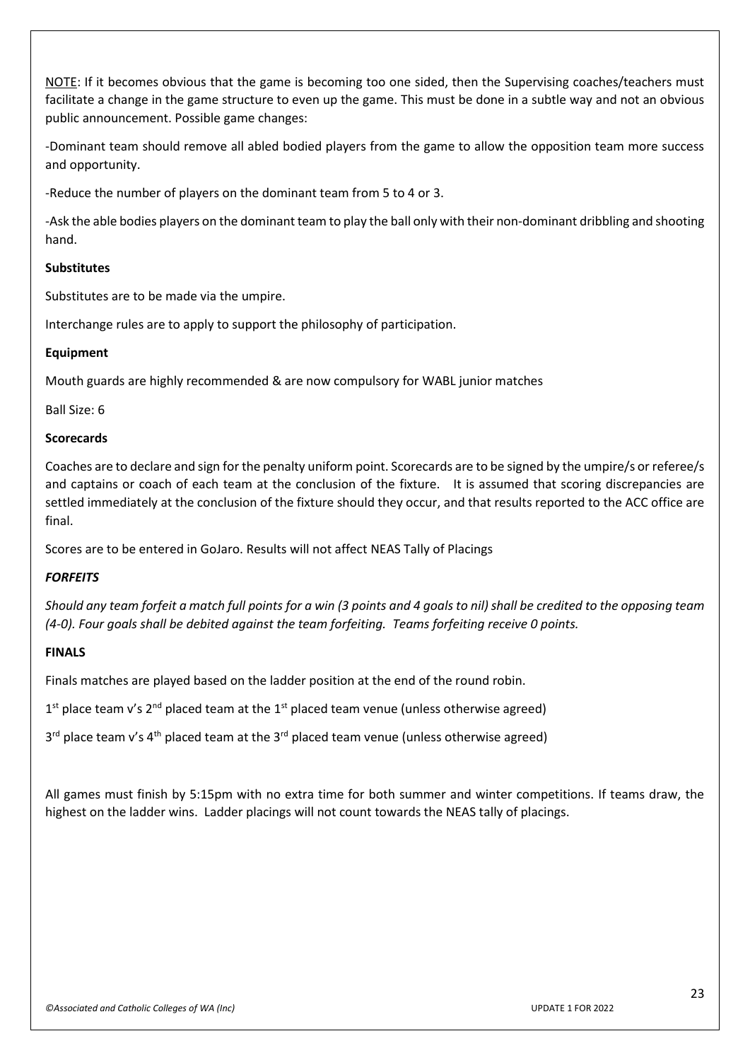<u>NOTE</u>: If it becomes obvious that the game is becoming too one sided, then the Supervising coaches/teachers must facilitate a change in the game structure to even up the game. This must be done in a subtle way and not an obvious public announcement. Possible game changes:

-Dominant team should remove all abled bodied players from the game to allow the opposition team more success and opportunity.

-Reduce the number of players on the dominant team from 5 to 4 or 3.

-Ask the able bodies players on the dominant team to play the ball only with their non-dominant dribbling and shooting hand.

**Substitutes**

Substitutes are to be made via the umpire.

Interchange rules are to apply to support the philosophy of participation.

**Equipment**

Mouth guards are highly recommended & are now compulsory for WABL junior matches

Ball Size: 6

**Scorecards**

Coaches are to declare and sign for the penalty uniform point. Scorecards are to be signed by the umpire/s or referee/s and captains or coach of each team at the conclusion of the fixture. It is assumed that scoring discrepancies are settled immediately at the conclusion of the fixture should they occur, and that results reported to the ACC office are final.

Scores are to be entered in GoJaro. Results will not affect NEAS Tally of Placings

***FORFEITS***

*Should any team forfeit a match full points for a win (3 points and 4 goals to nil) shall be credited to the opposing team (4-0). Four goals shall be debited against the team forfeiting. Teams forfeiting receive 0 points.*

**FINALS**

Finals matches are played based on the ladder position at the end of the round robin.

1st place team v's 2nd placed team at the 1st placed team venue (unless otherwise agreed)

3rd place team v's 4th placed team at the 3rd placed team venue (unless otherwise agreed)

All games must finish by 5:15pm with no extra time for both summer and winter competitions. If teams draw, the highest on the ladder wins. Ladder placings will not count towards the NEAS tally of placings.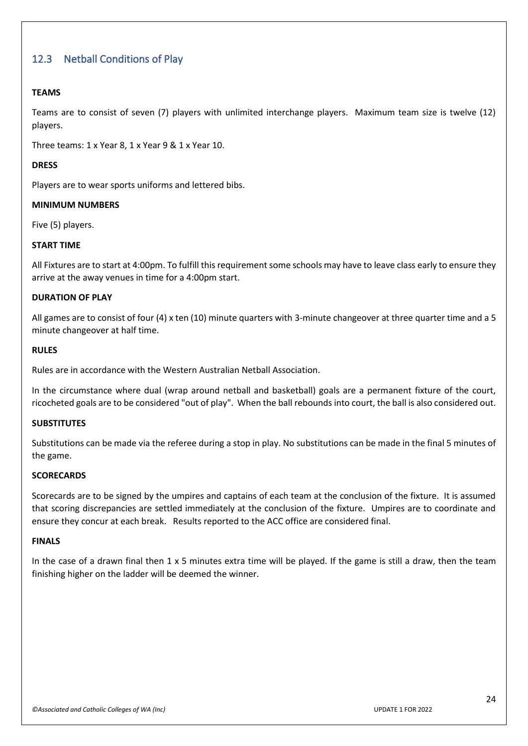## 12.3 Netball Conditions of Play

**TEAMS**

Teams are to consist of seven (7) players with unlimited interchange players. Maximum team size is twelve (12) players.

Three teams: 1 x Year 8, 1 x Year 9 & 1 x Year 10.

**DRESS**

Players are to wear sports uniforms and lettered bibs.

**MINIMUM NUMBERS**

Five (5) players.

**START TIME**

All Fixtures are to start at 4:00pm. To fulfill this requirement some schools may have to leave class early to ensure they arrive at the away venues in time for a 4:00pm start.

**DURATION OF PLAY**

All games are to consist of four (4) x ten (10) minute quarters with 3-minute changeover at three quarter time and a 5 minute changeover at half time.

**RULES**

Rules are in accordance with the Western Australian Netball Association.

In the circumstance where dual (wrap around netball and basketball) goals are a permanent fixture of the court, ricocheted goals are to be considered "out of play". When the ball rebounds into court, the ball is also considered out.

**SUBSTITUTES**

Substitutions can be made via the referee during a stop in play. No substitutions can be made in the final 5 minutes of the game.

**SCORECARDS**

Scorecards are to be signed by the umpires and captains of each team at the conclusion of the fixture. It is assumed that scoring discrepancies are settled immediately at the conclusion of the fixture. Umpires are to coordinate and ensure they concur at each break. Results reported to the ACC office are considered final.

**FINALS**

In the case of a drawn final then 1 x 5 minutes extra time will be played. If the game is still a draw, then the team finishing higher on the ladder will be deemed the winner.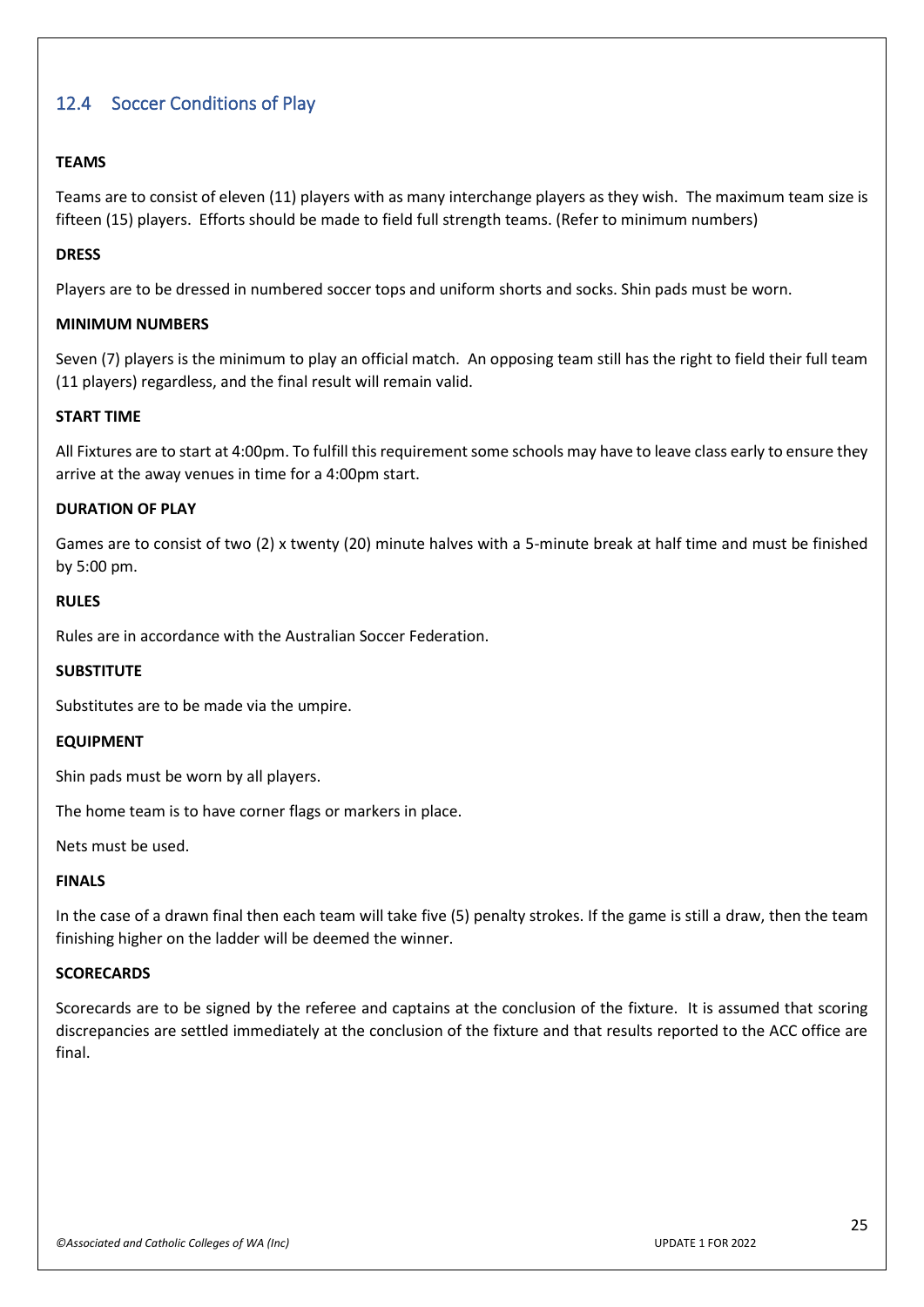## 12.4 Soccer Conditions of Play

**TEAMS**

Teams are to consist of eleven (11) players with as many interchange players as they wish. The maximum team size is fifteen (15) players. Efforts should be made to field full strength teams. (Refer to minimum numbers)

**DRESS**

Players are to be dressed in numbered soccer tops and uniform shorts and socks. Shin pads must be worn.

**MINIMUM NUMBERS**

Seven (7) players is the minimum to play an official match. An opposing team still has the right to field their full team (11 players) regardless, and the final result will remain valid.

**START TIME**

All Fixtures are to start at 4:00pm. To fulfill this requirement some schools may have to leave class early to ensure they arrive at the away venues in time for a 4:00pm start.

**DURATION OF PLAY**

Games are to consist of two (2) x twenty (20) minute halves with a 5-minute break at half time and must be finished by 5:00 pm.

**RULES**

Rules are in accordance with the Australian Soccer Federation.

**SUBSTITUTE**

Substitutes are to be made via the umpire.

**EQUIPMENT**

Shin pads must be worn by all players.

The home team is to have corner flags or markers in place.

Nets must be used.

**FINALS**

In the case of a drawn final then each team will take five (5) penalty strokes. If the game is still a draw, then the team finishing higher on the ladder will be deemed the winner.

**SCORECARDS**

Scorecards are to be signed by the referee and captains at the conclusion of the fixture. It is assumed that scoring discrepancies are settled immediately at the conclusion of the fixture and that results reported to the ACC office are final.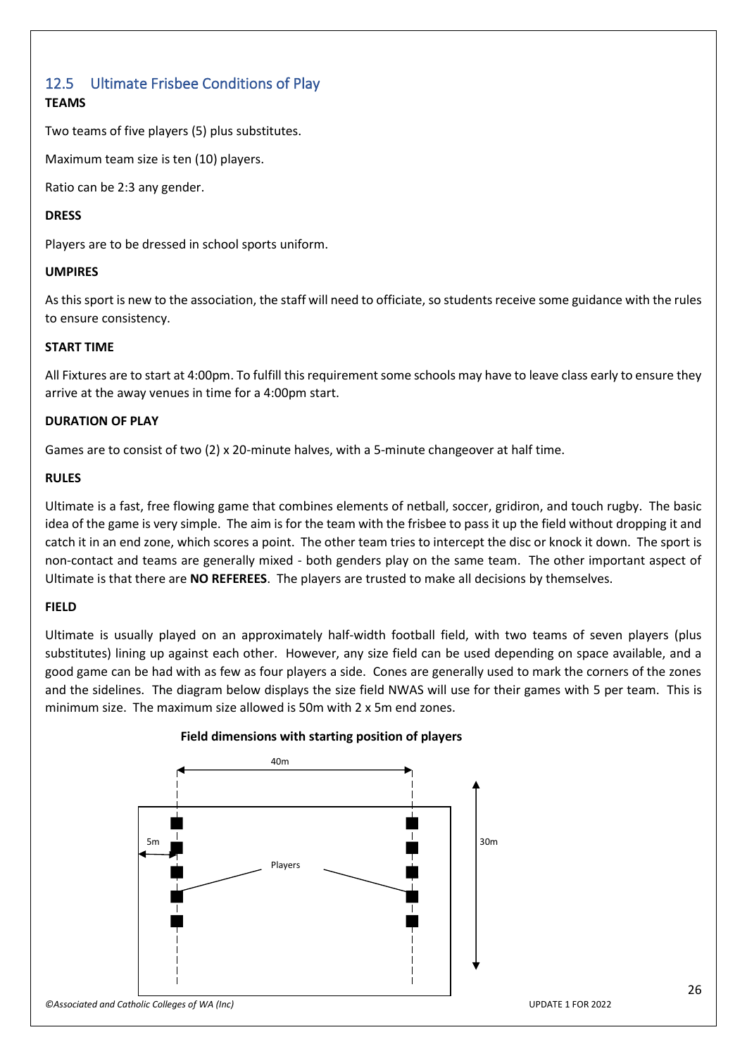## 12.5 Ultimate Frisbee Conditions of Play

**TEAMS**

Two teams of five players (5) plus substitutes.

Maximum team size is ten (10) players.

Ratio can be 2:3 any gender.

**DRESS**

Players are to be dressed in school sports uniform.

**UMPIRES**

As this sport is new to the association, the staff will need to officiate, so students receive some guidance with the rules to ensure consistency.

**START TIME**

All Fixtures are to start at 4:00pm. To fulfill this requirement some schools may have to leave class early to ensure they arrive at the away venues in time for a 4:00pm start.

**DURATION OF PLAY**

Games are to consist of two (2) x 20-minute halves, with a 5-minute changeover at half time.

**RULES**

Ultimate is a fast, free flowing game that combines elements of netball, soccer, gridiron, and touch rugby. The basic idea of the game is very simple. The aim is for the team with the frisbee to pass it up the field without dropping it and catch it in an end zone, which scores a point. The other team tries to intercept the disc or knock it down. The sport is non-contact and teams are generally mixed - both genders play on the same team. The other important aspect of Ultimate is that there are **NO REFEREES**. The players are trusted to make all decisions by themselves.

**FIELD**

Ultimate is usually played on an approximately half-width football field, with two teams of seven players (plus substitutes) lining up against each other. However, any size field can be used depending on space available, and a good game can be had with as few as four players a side. Cones are generally used to mark the corners of the zones and the sidelines. The diagram below displays the size field NWAS will use for their games with 5 per team. This is minimum size. The maximum size allowed is 50m with 2 x 5m end zones.

**Field dimensions with starting position of players**

40m

5m

Players

30m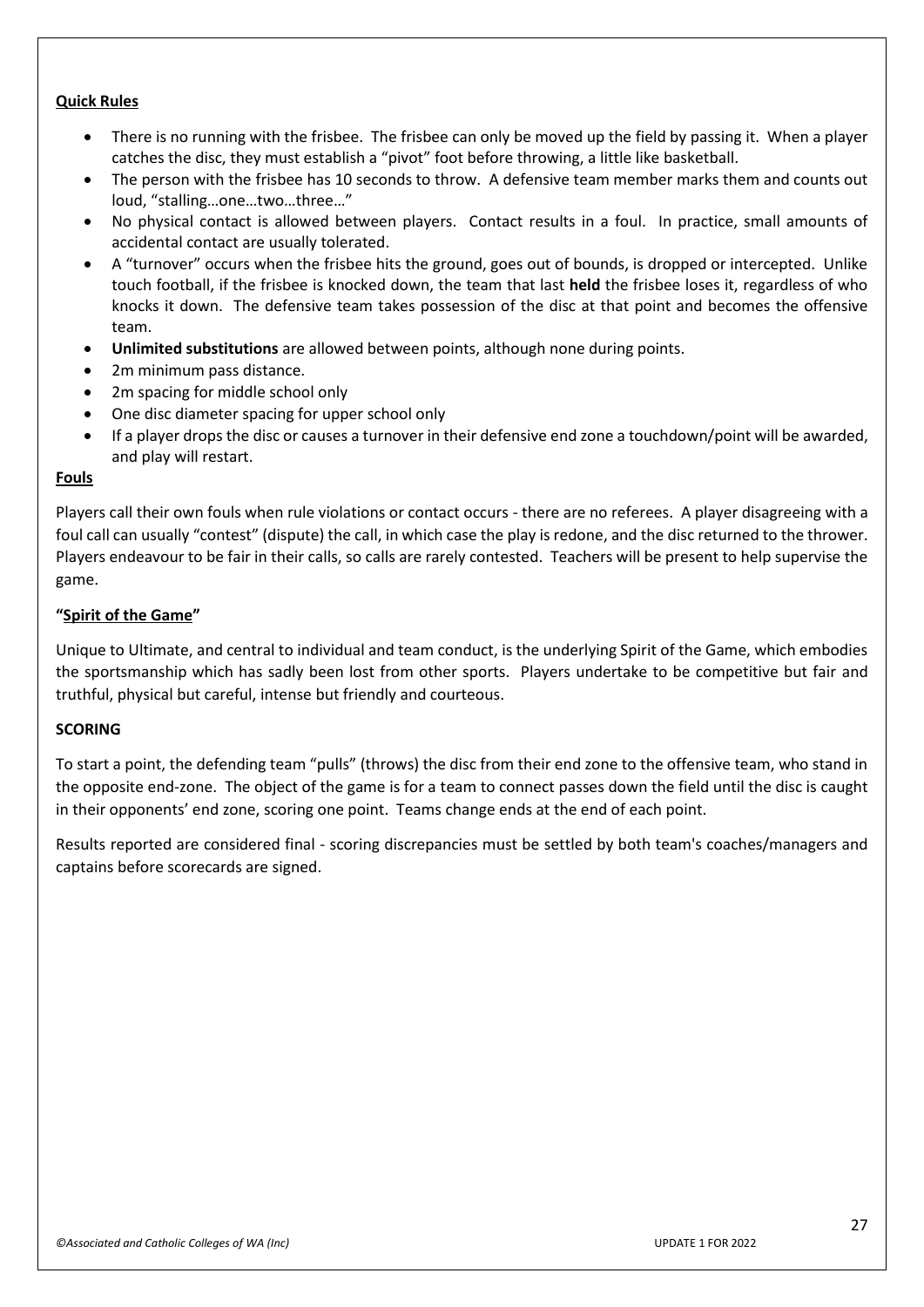**Quick Rules**

- There is no running with the frisbee. The frisbee can only be moved up the field by passing it. When a player catches the disc, they must establish a "pivot" foot before throwing, a little like basketball.
- The person with the frisbee has 10 seconds to throw. A defensive team member marks them and counts out loud, "stalling…one…two…three…"
- No physical contact is allowed between players. Contact results in a foul. In practice, small amounts of accidental contact are usually tolerated.
- A "turnover" occurs when the frisbee hits the ground, goes out of bounds, is dropped or intercepted. Unlike touch football, if the frisbee is knocked down, the team that last **held** the frisbee loses it, regardless of who knocks it down. The defensive team takes possession of the disc at that point and becomes the offensive team.
- **Unlimited substitutions** are allowed between points, although none during points.
- 2m minimum pass distance.
- 2m spacing for middle school only
- One disc diameter spacing for upper school only
- If a player drops the disc or causes a turnover in their defensive end zone a touchdown/point will be awarded, and play will restart.

**Fouls**

Players call their own fouls when rule violations or contact occurs - there are no referees. A player disagreeing with a foul call can usually "contest" (dispute) the call, in which case the play is redone, and the disc returned to the thrower. Players endeavour to be fair in their calls, so calls are rarely contested. Teachers will be present to help supervise the game.

**"Spirit of the Game"**

Unique to Ultimate, and central to individual and team conduct, is the underlying Spirit of the Game, which embodies the sportsmanship which has sadly been lost from other sports. Players undertake to be competitive but fair and truthful, physical but careful, intense but friendly and courteous.

**SCORING**

To start a point, the defending team "pulls" (throws) the disc from their end zone to the offensive team, who stand in the opposite end-zone. The object of the game is for a team to connect passes down the field until the disc is caught in their opponents' end zone, scoring one point. Teams change ends at the end of each point.

Results reported are considered final - scoring discrepancies must be settled by both team's coaches/managers and captains before scorecards are signed.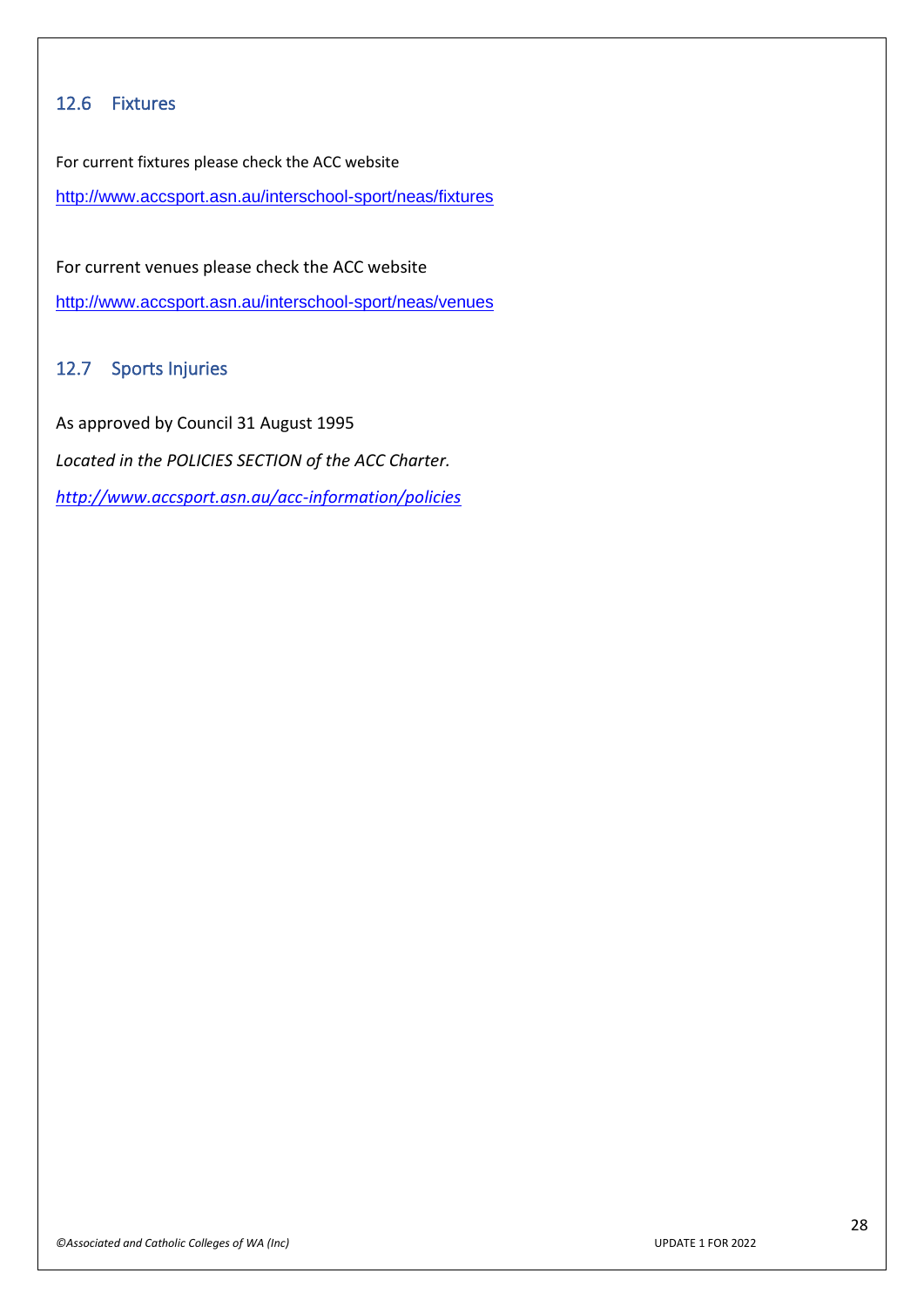## 12.6 Fixtures

For current fixtures please check the ACC website

http://www.accsport.asn.au/interschool-sport/neas/fixtures

For current venues please check the ACC website

http://www.accsport.asn.au/interschool-sport/neas/venues

## 12.7 Sports Injuries

As approved by Council 31 August 1995

*Located in the POLICIES SECTION of the ACC Charter.*

*http://www.accsport.asn.au/acc-information/policies*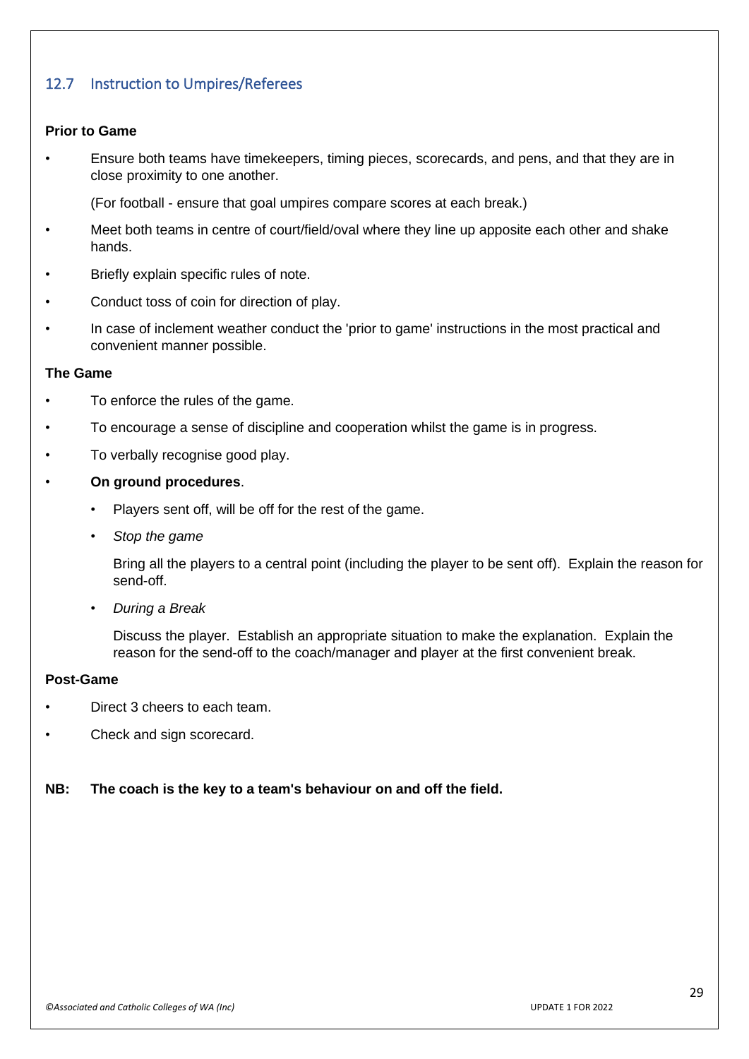## 12.7 Instruction to Umpires/Referees

**Prior to Game**

- Ensure both teams have timekeepers, timing pieces, scorecards, and pens, and that they are in close proximity to one another.

  (For football - ensure that goal umpires compare scores at each break.)
- Meet both teams in centre of court/field/oval where they line up apposite each other and shake hands.
- Briefly explain specific rules of note.
- Conduct toss of coin for direction of play.
- In case of inclement weather conduct the 'prior to game' instructions in the most practical and convenient manner possible.

**The Game**

- To enforce the rules of the game.
- To encourage a sense of discipline and cooperation whilst the game is in progress.
- To verbally recognise good play.
- **On ground procedures**.
  - Players sent off, will be off for the rest of the game.
  - *Stop the game*

    Bring all the players to a central point (including the player to be sent off). Explain the reason for send-off.
  - *During a Break*

    Discuss the player. Establish an appropriate situation to make the explanation. Explain the reason for the send-off to the coach/manager and player at the first convenient break.

**Post-Game**

- Direct 3 cheers to each team.
- Check and sign scorecard.

**NB: The coach is the key to a team's behaviour on and off the field.**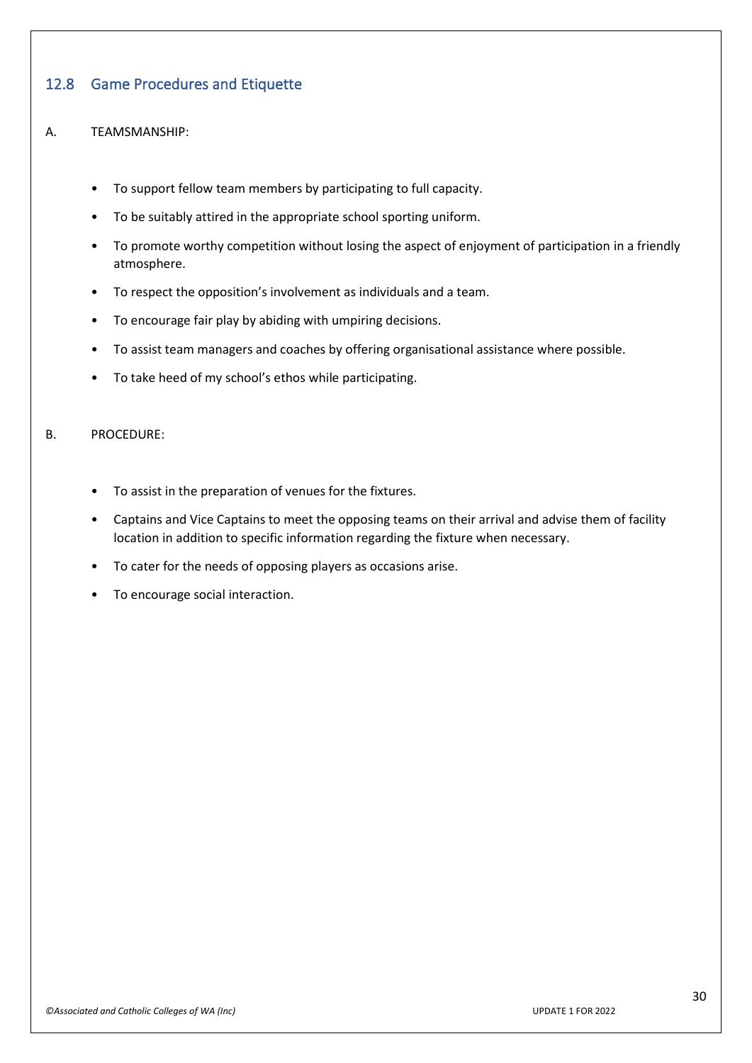## 12.8 Game Procedures and Etiquette

A. TEAMSMANSHIP:

- To support fellow team members by participating to full capacity.
- To be suitably attired in the appropriate school sporting uniform.
- To promote worthy competition without losing the aspect of enjoyment of participation in a friendly atmosphere.
- To respect the opposition's involvement as individuals and a team.
- To encourage fair play by abiding with umpiring decisions.
- To assist team managers and coaches by offering organisational assistance where possible.
- To take heed of my school's ethos while participating.

B. PROCEDURE:

- To assist in the preparation of venues for the fixtures.
- Captains and Vice Captains to meet the opposing teams on their arrival and advise them of facility location in addition to specific information regarding the fixture when necessary.
- To cater for the needs of opposing players as occasions arise.
- To encourage social interaction.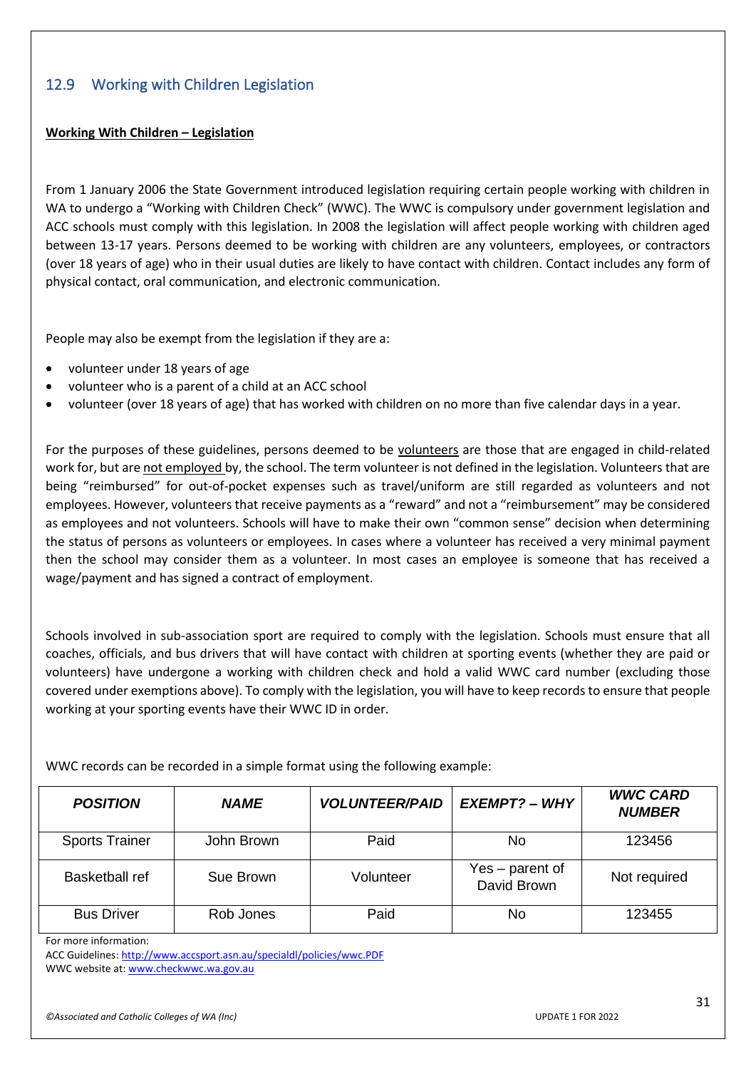## 12.9 Working with Children Legislation

**Working With Children – Legislation**

From 1 January 2006 the State Government introduced legislation requiring certain people working with children in WA to undergo a "Working with Children Check" (WWC). The WWC is compulsory under government legislation and ACC schools must comply with this legislation. In 2008 the legislation will affect people working with children aged between 13-17 years. Persons deemed to be working with children are any volunteers, employees, or contractors (over 18 years of age) who in their usual duties are likely to have contact with children. Contact includes any form of physical contact, oral communication, and electronic communication.

People may also be exempt from the legislation if they are a:

- volunteer under 18 years of age
- volunteer who is a parent of a child at an ACC school
- volunteer (over 18 years of age) that has worked with children on no more than five calendar days in a year.

For the purposes of these guidelines, persons deemed to be volunteers are those that are engaged in child-related work for, but are not employed by, the school. The term volunteer is not defined in the legislation. Volunteers that are being "reimbursed" for out-of-pocket expenses such as travel/uniform are still regarded as volunteers and not employees. However, volunteers that receive payments as a "reward" and not a "reimbursement" may be considered as employees and not volunteers. Schools will have to make their own "common sense" decision when determining the status of persons as volunteers or employees. In cases where a volunteer has received a very minimal payment then the school may consider them as a volunteer. In most cases an employee is someone that has received a wage/payment and has signed a contract of employment.

Schools involved in sub-association sport are required to comply with the legislation. Schools must ensure that all coaches, officials, and bus drivers that will have contact with children at sporting events (whether they are paid or volunteers) have undergone a working with children check and hold a valid WWC card number (excluding those covered under exemptions above). To comply with the legislation, you will have to keep records to ensure that people working at your sporting events have their WWC ID in order.

WWC records can be recorded in a simple format using the following example:

| ***POSITION*** | ***NAME*** | ***VOLUNTEER/PAID*** | ***EXEMPT? – WHY*** | ***WWC CARD NUMBER*** |
|---|---|---|---|---|
| Sports Trainer | John Brown | Paid | No | 123456 |
| Basketball ref | Sue Brown | Volunteer | Yes – parent of David Brown | Not required |
| Bus Driver | Rob Jones | Paid | No | 123455 |

For more information:
ACC Guidelines: http://www.accsport.asn.au/specialdl/policies/wwc.PDF
WWC website at: www.checkwwc.wa.gov.au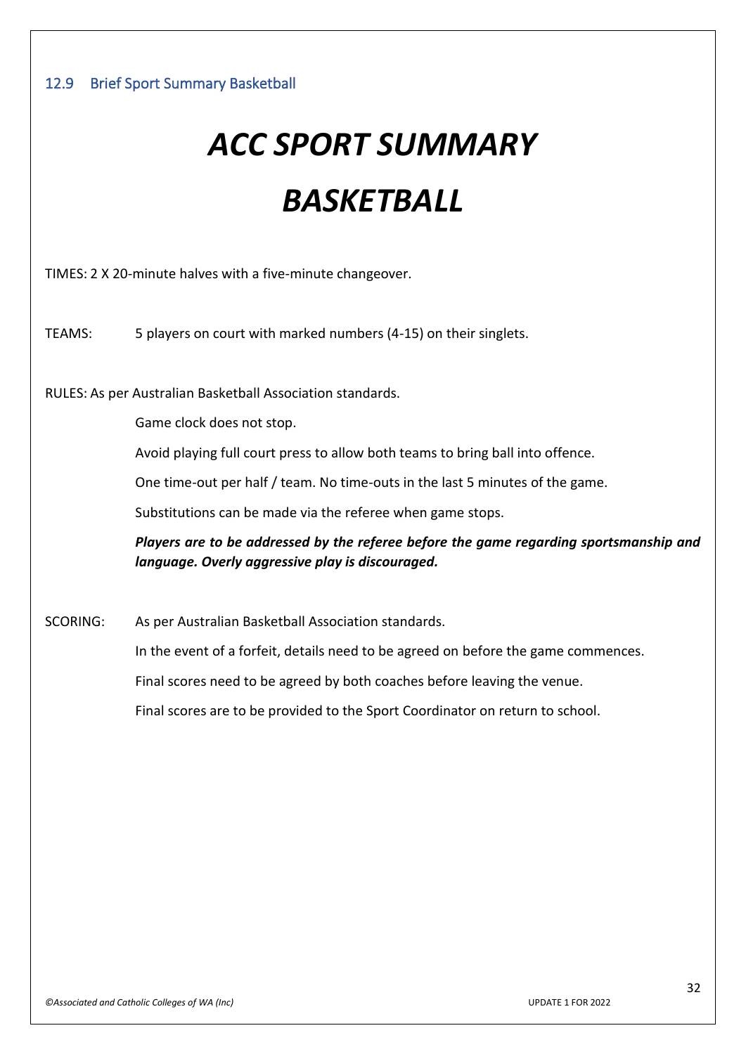### 12.9 Brief Sport Summary Basketball

# *ACC SPORT SUMMARY*

# *BASKETBALL*

TIMES: 2 X 20-minute halves with a five-minute changeover.

TEAMS: 5 players on court with marked numbers (4-15) on their singlets.

RULES: As per Australian Basketball Association standards.

Game clock does not stop.

Avoid playing full court press to allow both teams to bring ball into offence.

One time-out per half / team. No time-outs in the last 5 minutes of the game.

Substitutions can be made via the referee when game stops.

***Players are to be addressed by the referee before the game regarding sportsmanship and language. Overly aggressive play is discouraged.***

SCORING: As per Australian Basketball Association standards.

In the event of a forfeit, details need to be agreed on before the game commences.

Final scores need to be agreed by both coaches before leaving the venue.

Final scores are to be provided to the Sport Coordinator on return to school.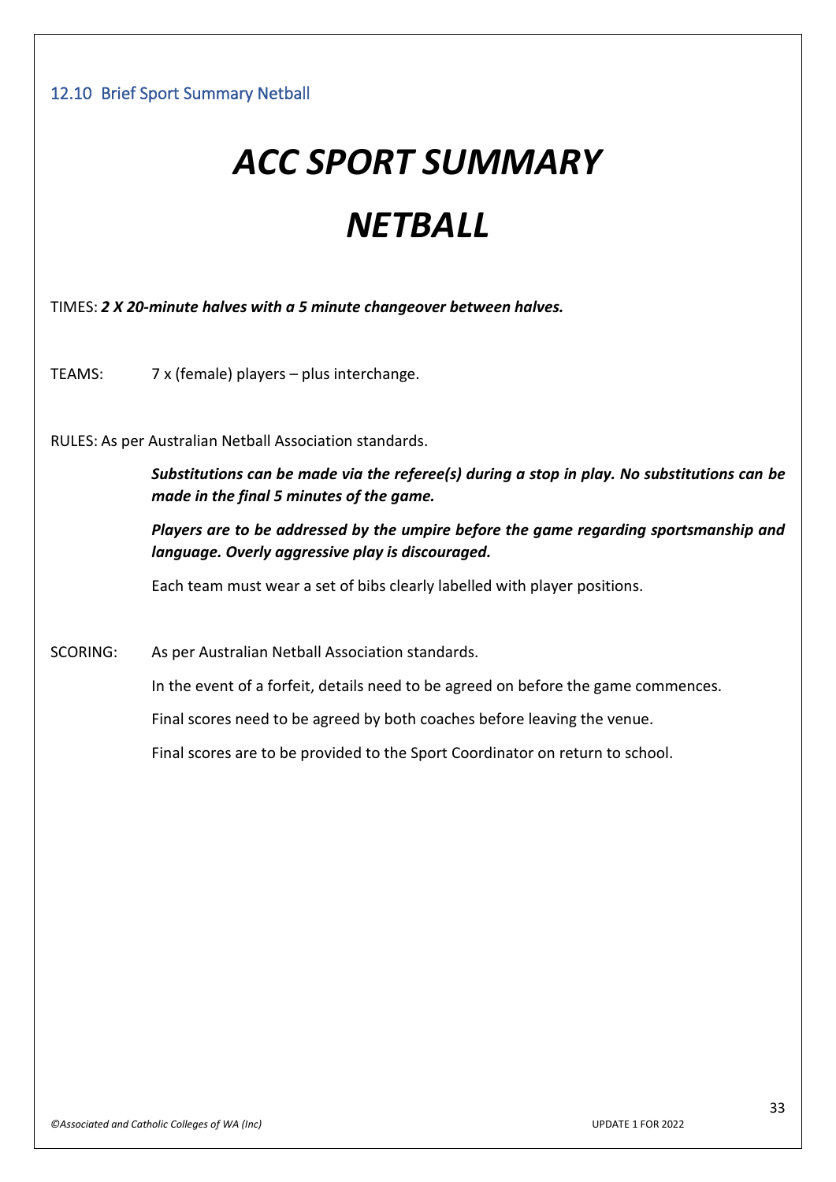### 12.10 Brief Sport Summary Netball

# *ACC SPORT SUMMARY*

# *NETBALL*

TIMES: ***2 X 20-minute halves with a 5 minute changeover between halves.***

TEAMS: 7 x (female) players – plus interchange.

RULES: As per Australian Netball Association standards.

***Substitutions can be made via the referee(s) during a stop in play. No substitutions can be made in the final 5 minutes of the game.***

***Players are to be addressed by the umpire before the game regarding sportsmanship and language. Overly aggressive play is discouraged.***

Each team must wear a set of bibs clearly labelled with player positions.

SCORING: As per Australian Netball Association standards.

In the event of a forfeit, details need to be agreed on before the game commences.

Final scores need to be agreed by both coaches before leaving the venue.

Final scores are to be provided to the Sport Coordinator on return to school.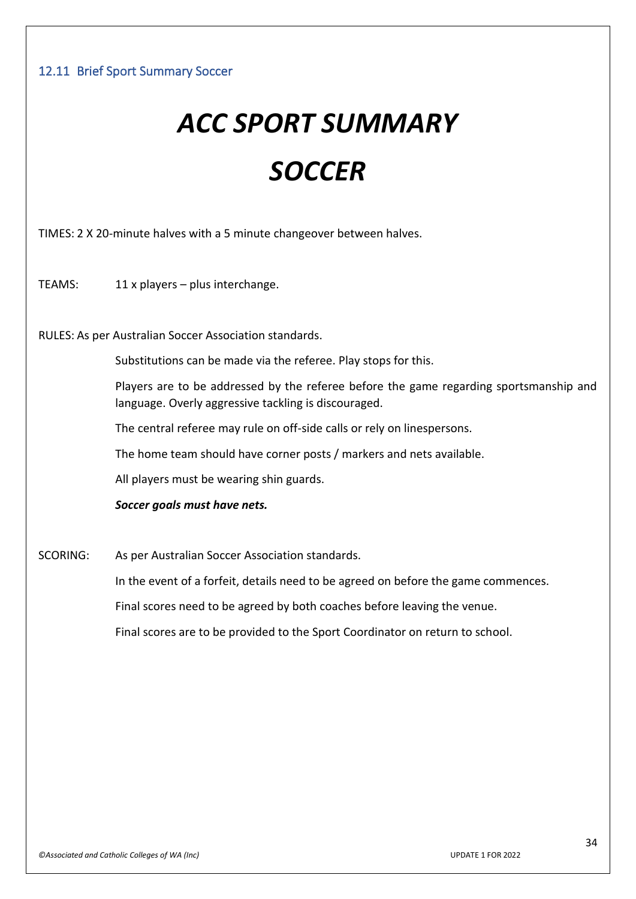## 12.11 Brief Sport Summary Soccer

# *ACC SPORT SUMMARY*

# *SOCCER*

TIMES: 2 X 20-minute halves with a 5 minute changeover between halves.

TEAMS: 11 x players – plus interchange.

RULES: As per Australian Soccer Association standards.

Substitutions can be made via the referee. Play stops for this.

Players are to be addressed by the referee before the game regarding sportsmanship and language. Overly aggressive tackling is discouraged.

The central referee may rule on off-side calls or rely on linespersons.

The home team should have corner posts / markers and nets available.

All players must be wearing shin guards.

***Soccer goals must have nets.***

SCORING: As per Australian Soccer Association standards.

In the event of a forfeit, details need to be agreed on before the game commences.

Final scores need to be agreed by both coaches before leaving the venue.

Final scores are to be provided to the Sport Coordinator on return to school.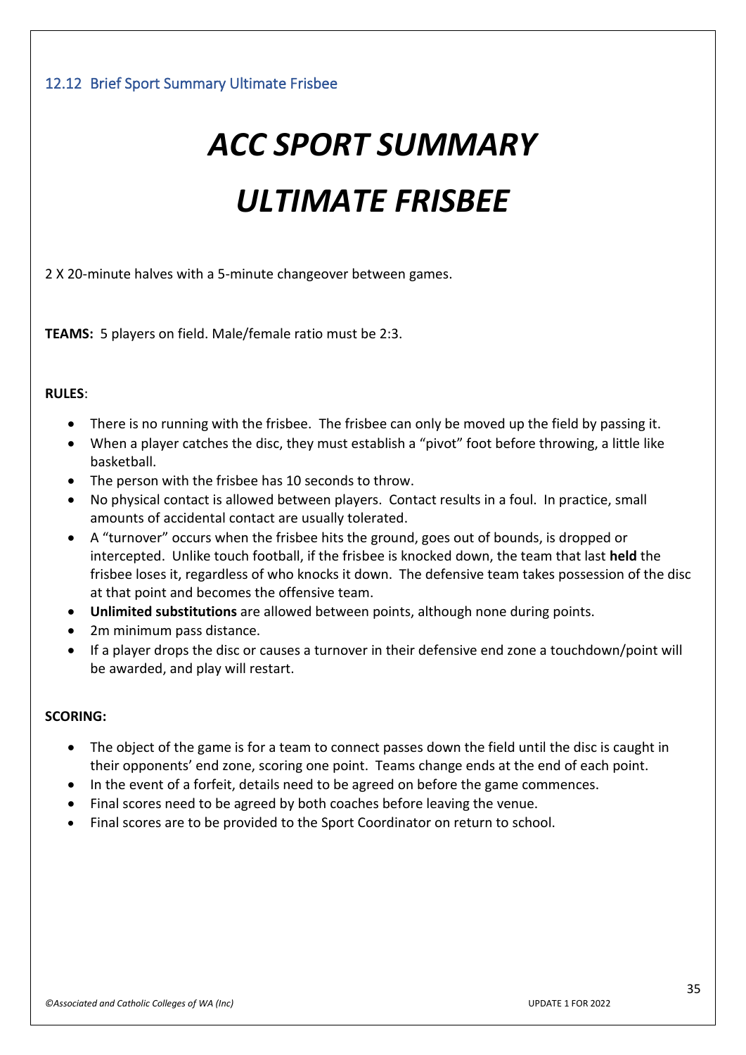### 12.12 Brief Sport Summary Ultimate Frisbee

# *ACC SPORT SUMMARY*

# *ULTIMATE FRISBEE*

2 X 20-minute halves with a 5-minute changeover between games.

**TEAMS:** 5 players on field. Male/female ratio must be 2:3.

**RULES**:

- There is no running with the frisbee. The frisbee can only be moved up the field by passing it.
- When a player catches the disc, they must establish a "pivot" foot before throwing, a little like basketball.
- The person with the frisbee has 10 seconds to throw.
- No physical contact is allowed between players. Contact results in a foul. In practice, small amounts of accidental contact are usually tolerated.
- A "turnover" occurs when the frisbee hits the ground, goes out of bounds, is dropped or intercepted. Unlike touch football, if the frisbee is knocked down, the team that last **held** the frisbee loses it, regardless of who knocks it down. The defensive team takes possession of the disc at that point and becomes the offensive team.
- **Unlimited substitutions** are allowed between points, although none during points.
- 2m minimum pass distance.
- If a player drops the disc or causes a turnover in their defensive end zone a touchdown/point will be awarded, and play will restart.

**SCORING:**

- The object of the game is for a team to connect passes down the field until the disc is caught in their opponents' end zone, scoring one point. Teams change ends at the end of each point.
- In the event of a forfeit, details need to be agreed on before the game commences.
- Final scores need to be agreed by both coaches before leaving the venue.
- Final scores are to be provided to the Sport Coordinator on return to school.

*©Associated and Catholic Colleges of WA (Inc)* UPDATE 1 FOR 2022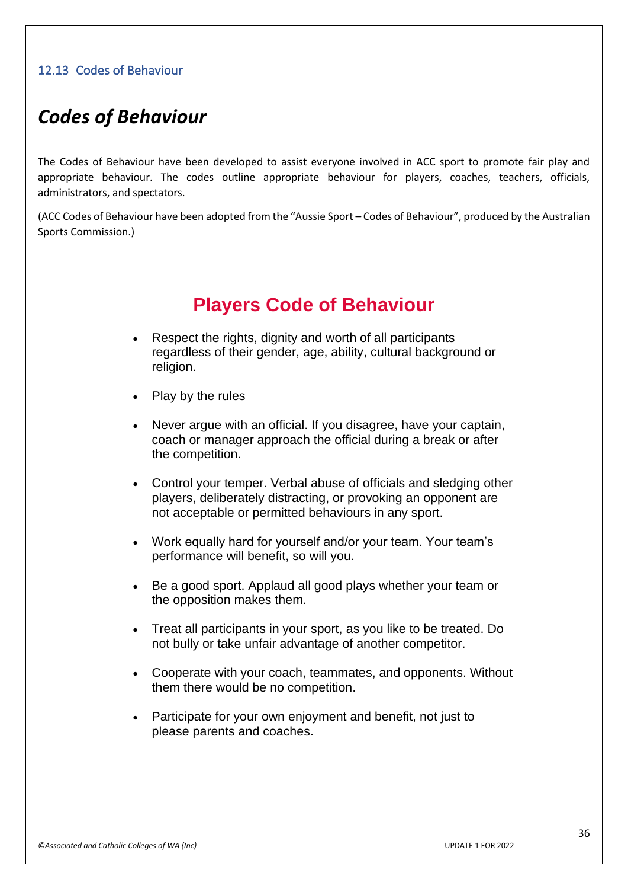### 12.13 Codes of Behaviour

# *Codes of Behaviour*

The Codes of Behaviour have been developed to assist everyone involved in ACC sport to promote fair play and appropriate behaviour. The codes outline appropriate behaviour for players, coaches, teachers, officials, administrators, and spectators.

(ACC Codes of Behaviour have been adopted from the "Aussie Sport – Codes of Behaviour", produced by the Australian Sports Commission.)

## Players Code of Behaviour

- Respect the rights, dignity and worth of all participants regardless of their gender, age, ability, cultural background or religion.
- Play by the rules
- Never argue with an official. If you disagree, have your captain, coach or manager approach the official during a break or after the competition.
- Control your temper. Verbal abuse of officials and sledging other players, deliberately distracting, or provoking an opponent are not acceptable or permitted behaviours in any sport.
- Work equally hard for yourself and/or your team. Your team's performance will benefit, so will you.
- Be a good sport. Applaud all good plays whether your team or the opposition makes them.
- Treat all participants in your sport, as you like to be treated. Do not bully or take unfair advantage of another competitor.
- Cooperate with your coach, teammates, and opponents. Without them there would be no competition.
- Participate for your own enjoyment and benefit, not just to please parents and coaches.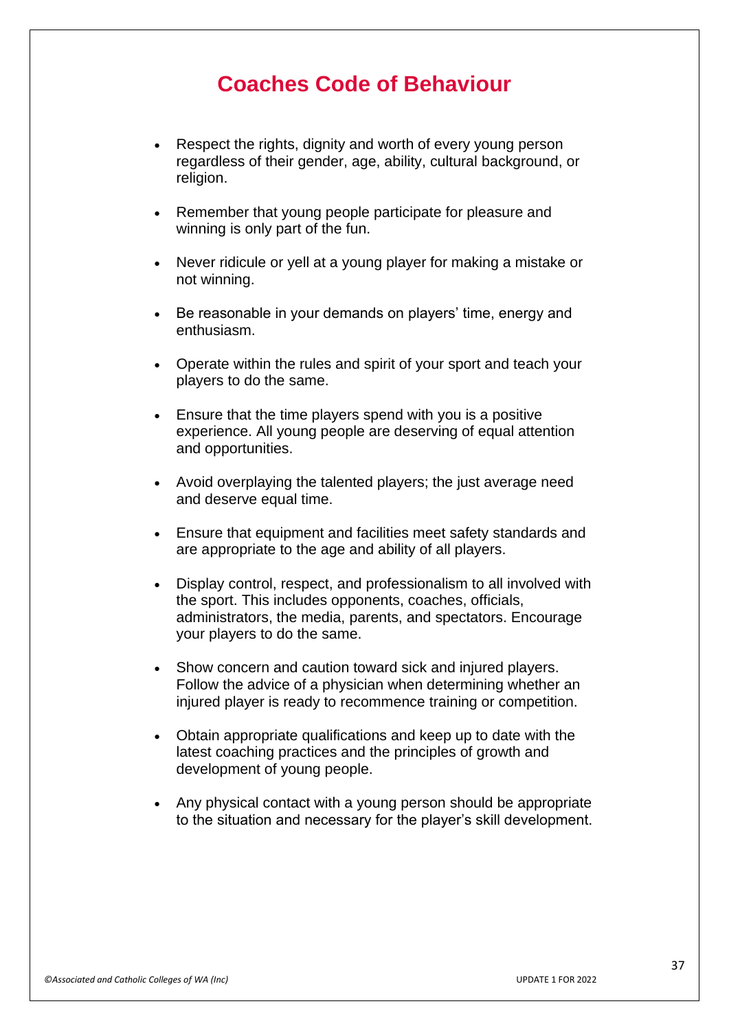# Coaches Code of Behaviour

- Respect the rights, dignity and worth of every young person regardless of their gender, age, ability, cultural background, or religion.
- Remember that young people participate for pleasure and winning is only part of the fun.
- Never ridicule or yell at a young player for making a mistake or not winning.
- Be reasonable in your demands on players' time, energy and enthusiasm.
- Operate within the rules and spirit of your sport and teach your players to do the same.
- Ensure that the time players spend with you is a positive experience. All young people are deserving of equal attention and opportunities.
- Avoid overplaying the talented players; the just average need and deserve equal time.
- Ensure that equipment and facilities meet safety standards and are appropriate to the age and ability of all players.
- Display control, respect, and professionalism to all involved with the sport. This includes opponents, coaches, officials, administrators, the media, parents, and spectators. Encourage your players to do the same.
- Show concern and caution toward sick and injured players. Follow the advice of a physician when determining whether an injured player is ready to recommence training or competition.
- Obtain appropriate qualifications and keep up to date with the latest coaching practices and the principles of growth and development of young people.
- Any physical contact with a young person should be appropriate to the situation and necessary for the player's skill development.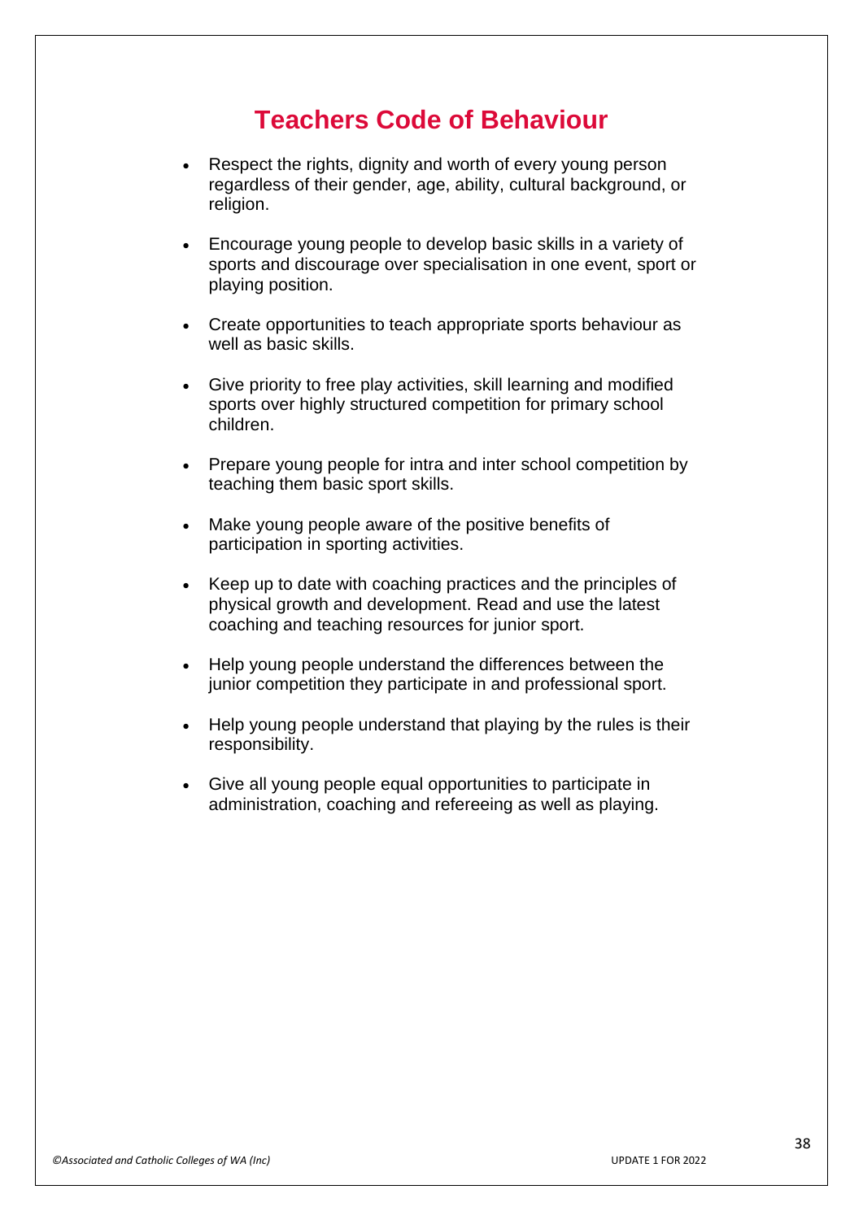# Teachers Code of Behaviour

- Respect the rights, dignity and worth of every young person regardless of their gender, age, ability, cultural background, or religion.
- Encourage young people to develop basic skills in a variety of sports and discourage over specialisation in one event, sport or playing position.
- Create opportunities to teach appropriate sports behaviour as well as basic skills.
- Give priority to free play activities, skill learning and modified sports over highly structured competition for primary school children.
- Prepare young people for intra and inter school competition by teaching them basic sport skills.
- Make young people aware of the positive benefits of participation in sporting activities.
- Keep up to date with coaching practices and the principles of physical growth and development. Read and use the latest coaching and teaching resources for junior sport.
- Help young people understand the differences between the junior competition they participate in and professional sport.
- Help young people understand that playing by the rules is their responsibility.
- Give all young people equal opportunities to participate in administration, coaching and refereeing as well as playing.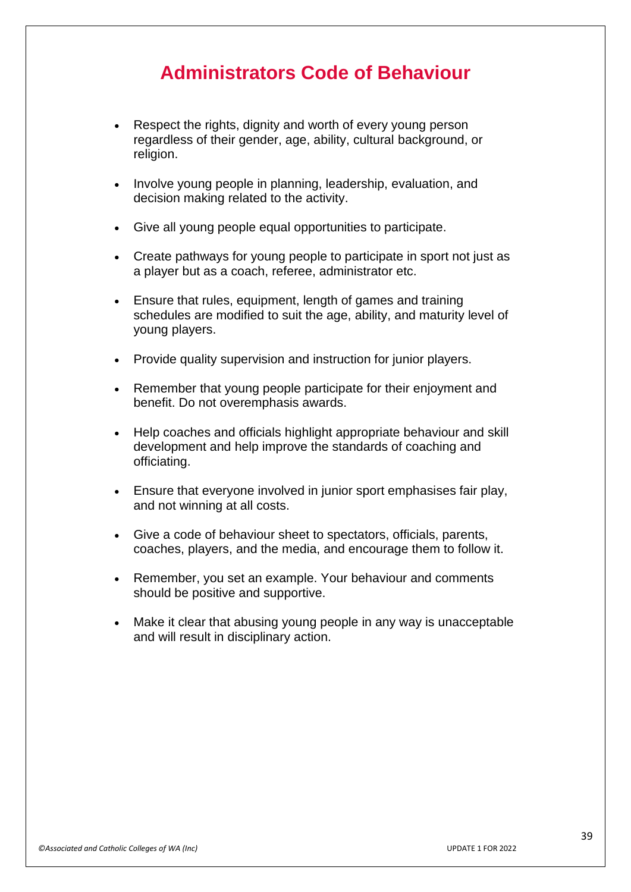# Administrators Code of Behaviour

- Respect the rights, dignity and worth of every young person regardless of their gender, age, ability, cultural background, or religion.
- Involve young people in planning, leadership, evaluation, and decision making related to the activity.
- Give all young people equal opportunities to participate.
- Create pathways for young people to participate in sport not just as a player but as a coach, referee, administrator etc.
- Ensure that rules, equipment, length of games and training schedules are modified to suit the age, ability, and maturity level of young players.
- Provide quality supervision and instruction for junior players.
- Remember that young people participate for their enjoyment and benefit. Do not overemphasis awards.
- Help coaches and officials highlight appropriate behaviour and skill development and help improve the standards of coaching and officiating.
- Ensure that everyone involved in junior sport emphasises fair play, and not winning at all costs.
- Give a code of behaviour sheet to spectators, officials, parents, coaches, players, and the media, and encourage them to follow it.
- Remember, you set an example. Your behaviour and comments should be positive and supportive.
- Make it clear that abusing young people in any way is unacceptable and will result in disciplinary action.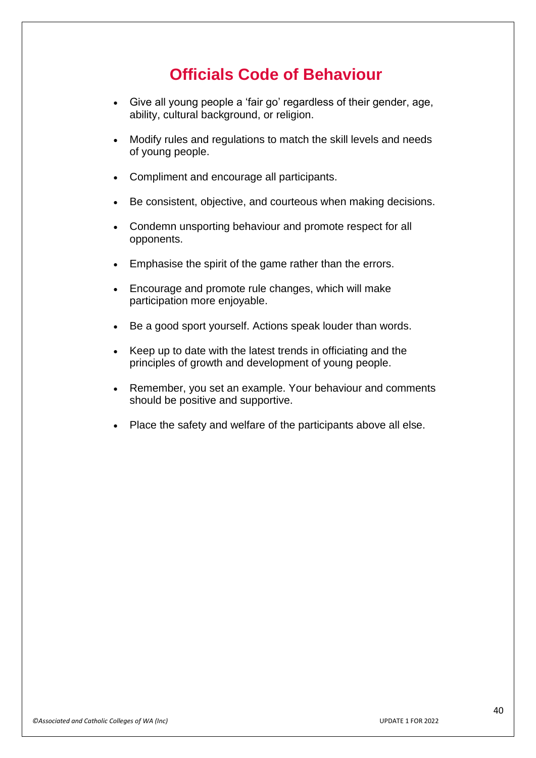# Officials Code of Behaviour

- Give all young people a 'fair go' regardless of their gender, age, ability, cultural background, or religion.
- Modify rules and regulations to match the skill levels and needs of young people.
- Compliment and encourage all participants.
- Be consistent, objective, and courteous when making decisions.
- Condemn unsporting behaviour and promote respect for all opponents.
- Emphasise the spirit of the game rather than the errors.
- Encourage and promote rule changes, which will make participation more enjoyable.
- Be a good sport yourself. Actions speak louder than words.
- Keep up to date with the latest trends in officiating and the principles of growth and development of young people.
- Remember, you set an example. Your behaviour and comments should be positive and supportive.
- Place the safety and welfare of the participants above all else.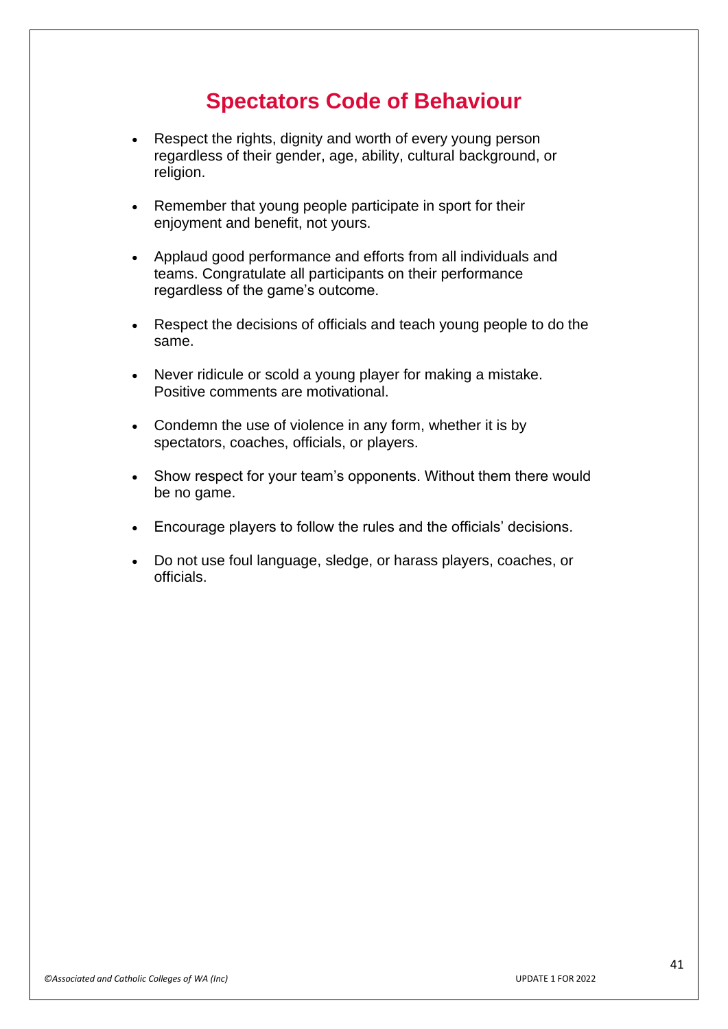# Spectators Code of Behaviour

- Respect the rights, dignity and worth of every young person regardless of their gender, age, ability, cultural background, or religion.
- Remember that young people participate in sport for their enjoyment and benefit, not yours.
- Applaud good performance and efforts from all individuals and teams. Congratulate all participants on their performance regardless of the game's outcome.
- Respect the decisions of officials and teach young people to do the same.
- Never ridicule or scold a young player for making a mistake. Positive comments are motivational.
- Condemn the use of violence in any form, whether it is by spectators, coaches, officials, or players.
- Show respect for your team's opponents. Without them there would be no game.
- Encourage players to follow the rules and the officials' decisions.
- Do not use foul language, sledge, or harass players, coaches, or officials.